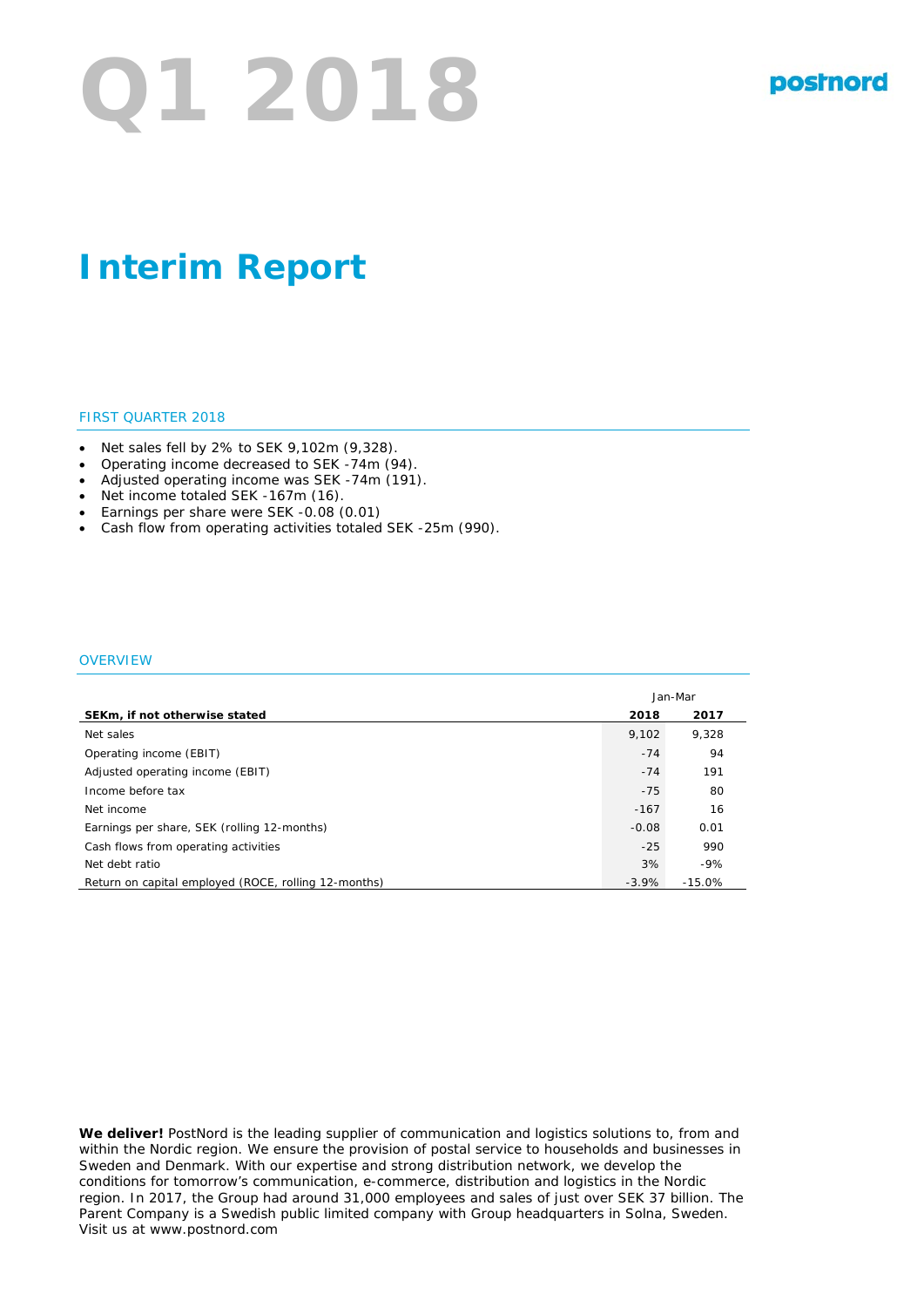# Q1 2018

postnord

# Interim Report

## FIRST QUARTER 2018

- Net sales fell by 2% to SEK 9,102m (9,328).
- Operating income decreased to SEK -74m (94).
- Adjusted operating income was SEK -74m (191).
- Net income totaled SEK -167m (16).
- Earnings per share were SEK -0.08 (0.01)
- Cash flow from operating activities totaled SEK -25m (990).

## OVERVIEW

| | Jan-Mar | |
|---|---|---|
| **SEKm, if not otherwise stated** | **2018** | **2017** |
| Net sales | 9,102 | 9,328 |
| Operating income (EBIT) | -74 | 94 |
| Adjusted operating income (EBIT) | -74 | 191 |
| Income before tax | -75 | 80 |
| Net income | -167 | 16 |
| Earnings per share, SEK (rolling 12-months) | -0.08 | 0.01 |
| Cash flows from operating activities | -25 | 990 |
| Net debt ratio | 3% | -9% |
| Return on capital employed (ROCE, rolling 12-months) | -3.9% | -15.0% |

**We deliver!** PostNord is the leading supplier of communication and logistics solutions to, from and within the Nordic region. We ensure the provision of postal service to households and businesses in Sweden and Denmark. With our expertise and strong distribution network, we develop the conditions for tomorrow's communication, e-commerce, distribution and logistics in the Nordic region. In 2017, the Group had around 31,000 employees and sales of just over SEK 37 billion. The Parent Company is a Swedish public limited company with Group headquarters in Solna, Sweden. Visit us at www.postnord.com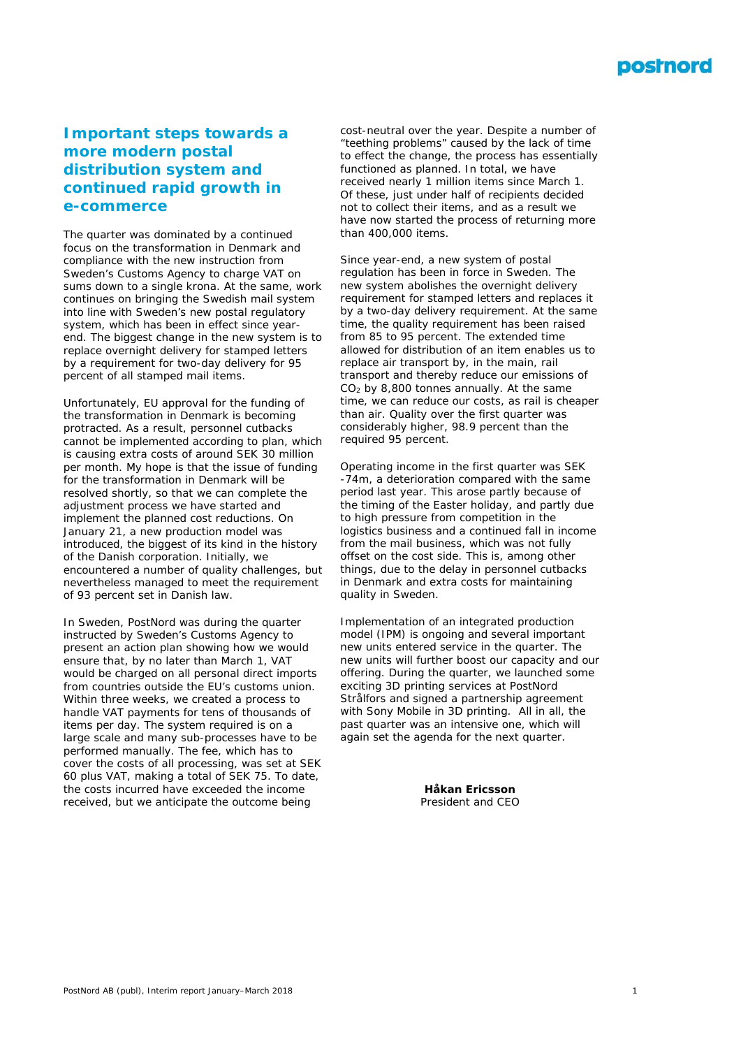## Important steps towards a more modern postal distribution system and continued rapid growth in e-commerce

The quarter was dominated by a continued focus on the transformation in Denmark and compliance with the new instruction from Sweden's Customs Agency to charge VAT on sums down to a single krona. At the same, work continues on bringing the Swedish mail system into line with Sweden's new postal regulatory system, which has been in effect since year-end. The biggest change in the new system is to replace overnight delivery for stamped letters by a requirement for two-day delivery for 95 percent of all stamped mail items.

Unfortunately, EU approval for the funding of the transformation in Denmark is becoming protracted. As a result, personnel cutbacks cannot be implemented according to plan, which is causing extra costs of around SEK 30 million per month. My hope is that the issue of funding for the transformation in Denmark will be resolved shortly, so that we can complete the adjustment process we have started and implement the planned cost reductions. On January 21, a new production model was introduced, the biggest of its kind in the history of the Danish corporation. Initially, we encountered a number of quality challenges, but nevertheless managed to meet the requirement of 93 percent set in Danish law.

In Sweden, PostNord was during the quarter instructed by Sweden's Customs Agency to present an action plan showing how we would ensure that, by no later than March 1, VAT would be charged on all personal direct imports from countries outside the EU's customs union. Within three weeks, we created a process to handle VAT payments for tens of thousands of items per day. The system required is on a large scale and many sub-processes have to be performed manually. The fee, which has to cover the costs of all processing, was set at SEK 60 plus VAT, making a total of SEK 75. To date, the costs incurred have exceeded the income received, but we anticipate the outcome being cost-neutral over the year. Despite a number of "teething problems" caused by the lack of time to effect the change, the process has essentially functioned as planned. In total, we have received nearly 1 million items since March 1. Of these, just under half of recipients decided not to collect their items, and as a result we have now started the process of returning more than 400,000 items.

Since year-end, a new system of postal regulation has been in force in Sweden. The new system abolishes the overnight delivery requirement for stamped letters and replaces it by a two-day delivery requirement. At the same time, the quality requirement has been raised from 85 to 95 percent. The extended time allowed for distribution of an item enables us to replace air transport by, in the main, rail transport and thereby reduce our emissions of $CO_2$ by 8,800 tonnes annually. At the same time, we can reduce our costs, as rail is cheaper than air. Quality over the first quarter was considerably higher, 98.9 percent than the required 95 percent.

Operating income in the first quarter was SEK -74m, a deterioration compared with the same period last year. This arose partly because of the timing of the Easter holiday, and partly due to high pressure from competition in the logistics business and a continued fall in income from the mail business, which was not fully offset on the cost side. This is, among other things, due to the delay in personnel cutbacks in Denmark and extra costs for maintaining quality in Sweden.

Implementation of an integrated production model (IPM) is ongoing and several important new units entered service in the quarter. The new units will further boost our capacity and our offering. During the quarter, we launched some exciting 3D printing services at PostNord Strålfors and signed a partnership agreement with Sony Mobile in 3D printing. All in all, the past quarter was an intensive one, which will again set the agenda for the next quarter.

**Håkan Ericsson**
President and CEO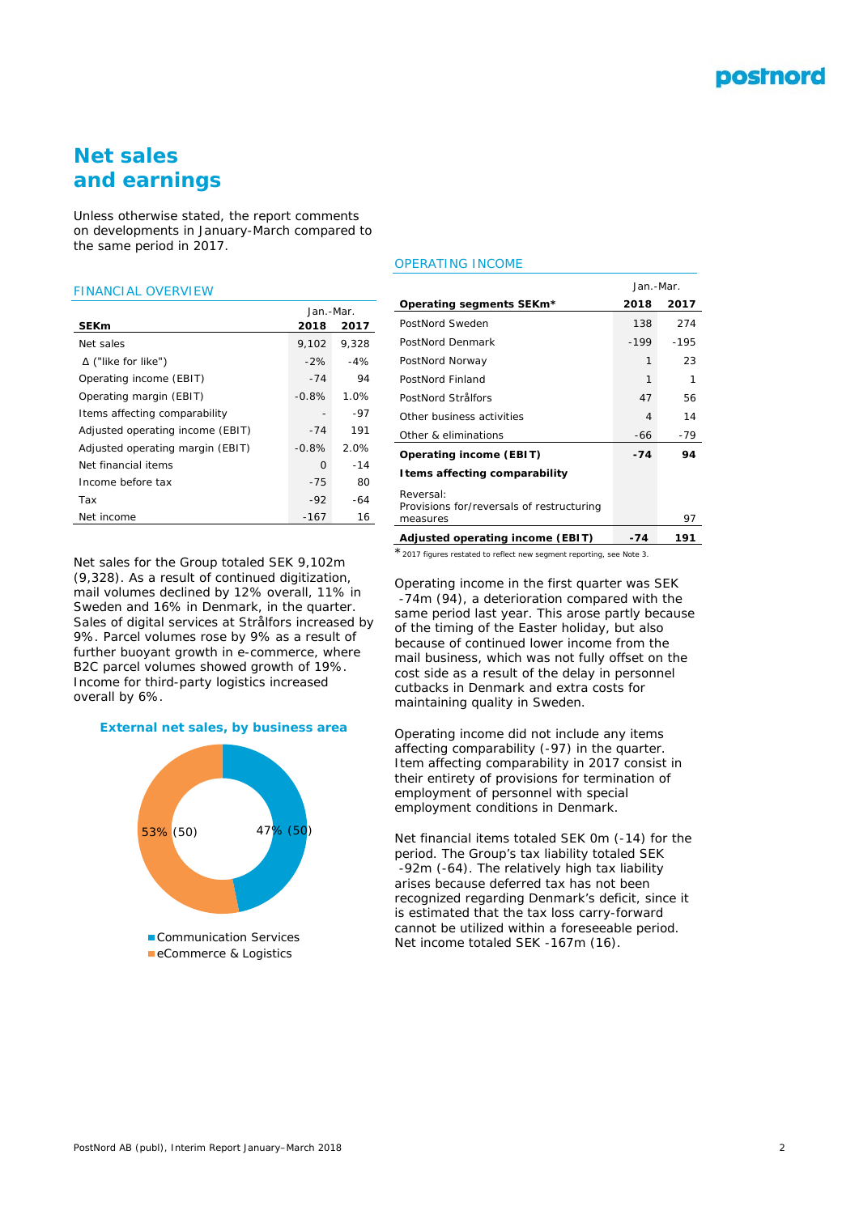# Net sales and earnings

Unless otherwise stated, the report comments on developments in January-March compared to the same period in 2017.

## FINANCIAL OVERVIEW

| SEKm | Jan.-Mar. 2018 | 2017 |
|---|---|---|
| Net sales | 9,102 | 9,328 |
| Δ ("like for like") | -2% | -4% |
| Operating income (EBIT) | -74 | 94 |
| Operating margin (EBIT) | -0.8% | 1.0% |
| Items affecting comparability | - | -97 |
| Adjusted operating income (EBIT) | -74 | 191 |
| Adjusted operating margin (EBIT) | -0.8% | 2.0% |
| Net financial items | 0 | -14 |
| Income before tax | -75 | 80 |
| Tax | -92 | -64 |
| Net income | -167 | 16 |

Net sales for the Group totaled SEK 9,102m (9,328). As a result of continued digitization, mail volumes declined by 12% overall, 11% in Sweden and 16% in Denmark, in the quarter. Sales of digital services at Strålfors increased by 9%. Parcel volumes rose by 9% as a result of further buoyant growth in e-commerce, where B2C parcel volumes showed growth of 19%. Income for third-party logistics increased overall by 6%.

**External net sales, by business area**

- Communication Services: 47% (50)
- eCommerce & Logistics: 53% (50)

## OPERATING INCOME

| Operating segments SEKm* | Jan.-Mar. 2018 | 2017 |
|---|---|---|
| PostNord Sweden | 138 | 274 |
| PostNord Denmark | -199 | -195 |
| PostNord Norway | 1 | 23 |
| PostNord Finland | 1 | 1 |
| PostNord Strålfors | 47 | 56 |
| Other business activities | 4 | 14 |
| Other & eliminations | -66 | -79 |
| **Operating income (EBIT)** | **-74** | **94** |
| **Items affecting comparability** | | |
| Reversal: Provisions for/reversals of restructuring measures | | 97 |
| **Adjusted operating income (EBIT)** | **-74** | **191** |

\* 2017 figures restated to reflect new segment reporting, see Note 3.

Operating income in the first quarter was SEK -74m (94), a deterioration compared with the same period last year. This arose partly because of the timing of the Easter holiday, but also because of continued lower income from the mail business, which was not fully offset on the cost side as a result of the delay in personnel cutbacks in Denmark and extra costs for maintaining quality in Sweden.

Operating income did not include any items affecting comparability (-97) in the quarter. Item affecting comparability in 2017 consist in their entirety of provisions for termination of employment of personnel with special employment conditions in Denmark.

Net financial items totaled SEK 0m (-14) for the period. The Group's tax liability totaled SEK -92m (-64). The relatively high tax liability arises because deferred tax has not been recognized regarding Denmark's deficit, since it is estimated that the tax loss carry-forward cannot be utilized within a foreseeable period. Net income totaled SEK -167m (16).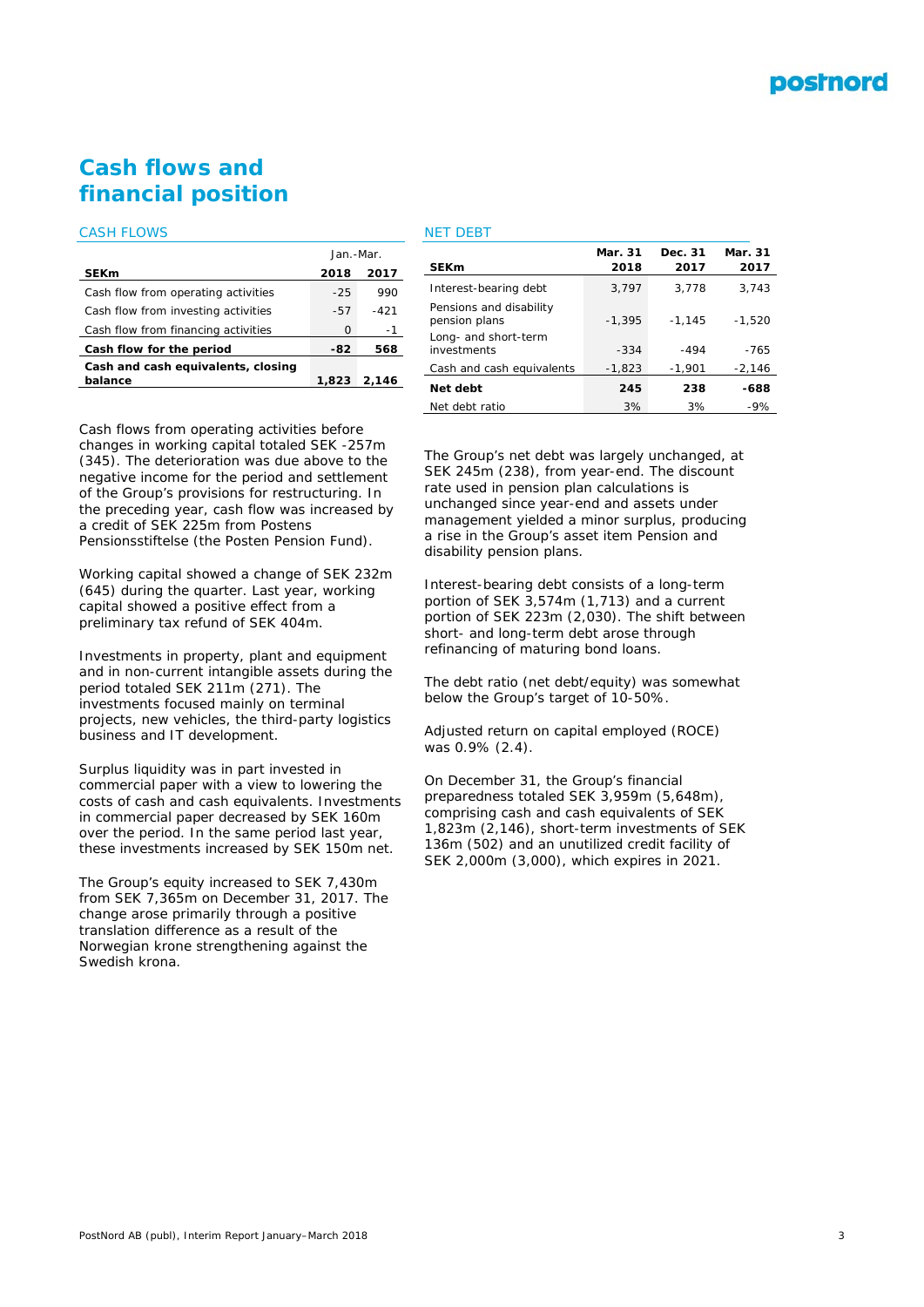# Cash flows and financial position

## CASH FLOWS

| | Jan.-Mar. | |
|---|---|---|
| **SEKm** | **2018** | **2017** |
| Cash flow from operating activities | -25 | 990 |
| Cash flow from investing activities | -57 | -421 |
| Cash flow from financing activities | 0 | -1 |
| **Cash flow for the period** | **-82** | **568** |
| **Cash and cash equivalents, closing balance** | **1,823** | **2,146** |

Cash flows from operating activities before changes in working capital totaled SEK -257m (345). The deterioration was due above to the negative income for the period and settlement of the Group's provisions for restructuring. In the preceding year, cash flow was increased by a credit of SEK 225m from Postens Pensionsstiftelse (the Posten Pension Fund).

Working capital showed a change of SEK 232m (645) during the quarter. Last year, working capital showed a positive effect from a preliminary tax refund of SEK 404m.

Investments in property, plant and equipment and in non-current intangible assets during the period totaled SEK 211m (271). The investments focused mainly on terminal projects, new vehicles, the third-party logistics business and IT development.

Surplus liquidity was in part invested in commercial paper with a view to lowering the costs of cash and cash equivalents. Investments in commercial paper decreased by SEK 160m over the period. In the same period last year, these investments increased by SEK 150m net.

The Group's equity increased to SEK 7,430m from SEK 7,365m on December 31, 2017. The change arose primarily through a positive translation difference as a result of the Norwegian krone strengthening against the Swedish krona.

## NET DEBT

| SEKm | Mar. 31 2018 | Dec. 31 2017 | Mar. 31 2017 |
|---|---|---|---|
| Interest-bearing debt | 3,797 | 3,778 | 3,743 |
| Pensions and disability pension plans | -1,395 | -1,145 | -1,520 |
| Long- and short-term investments | -334 | -494 | -765 |
| Cash and cash equivalents | -1,823 | -1,901 | -2,146 |
| **Net debt** | **245** | **238** | **-688** |
| Net debt ratio | 3% | 3% | -9% |

The Group's net debt was largely unchanged, at SEK 245m (238), from year-end. The discount rate used in pension plan calculations is unchanged since year-end and assets under management yielded a minor surplus, producing a rise in the Group's asset item Pension and disability pension plans.

Interest-bearing debt consists of a long-term portion of SEK 3,574m (1,713) and a current portion of SEK 223m (2,030). The shift between short- and long-term debt arose through refinancing of maturing bond loans.

The debt ratio (net debt/equity) was somewhat below the Group's target of 10-50%.

Adjusted return on capital employed (ROCE) was 0.9% (2.4).

On December 31, the Group's financial preparedness totaled SEK 3,959m (5,648m), comprising cash and cash equivalents of SEK 1,823m (2,146), short-term investments of SEK 136m (502) and an unutilized credit facility of SEK 2,000m (3,000), which expires in 2021.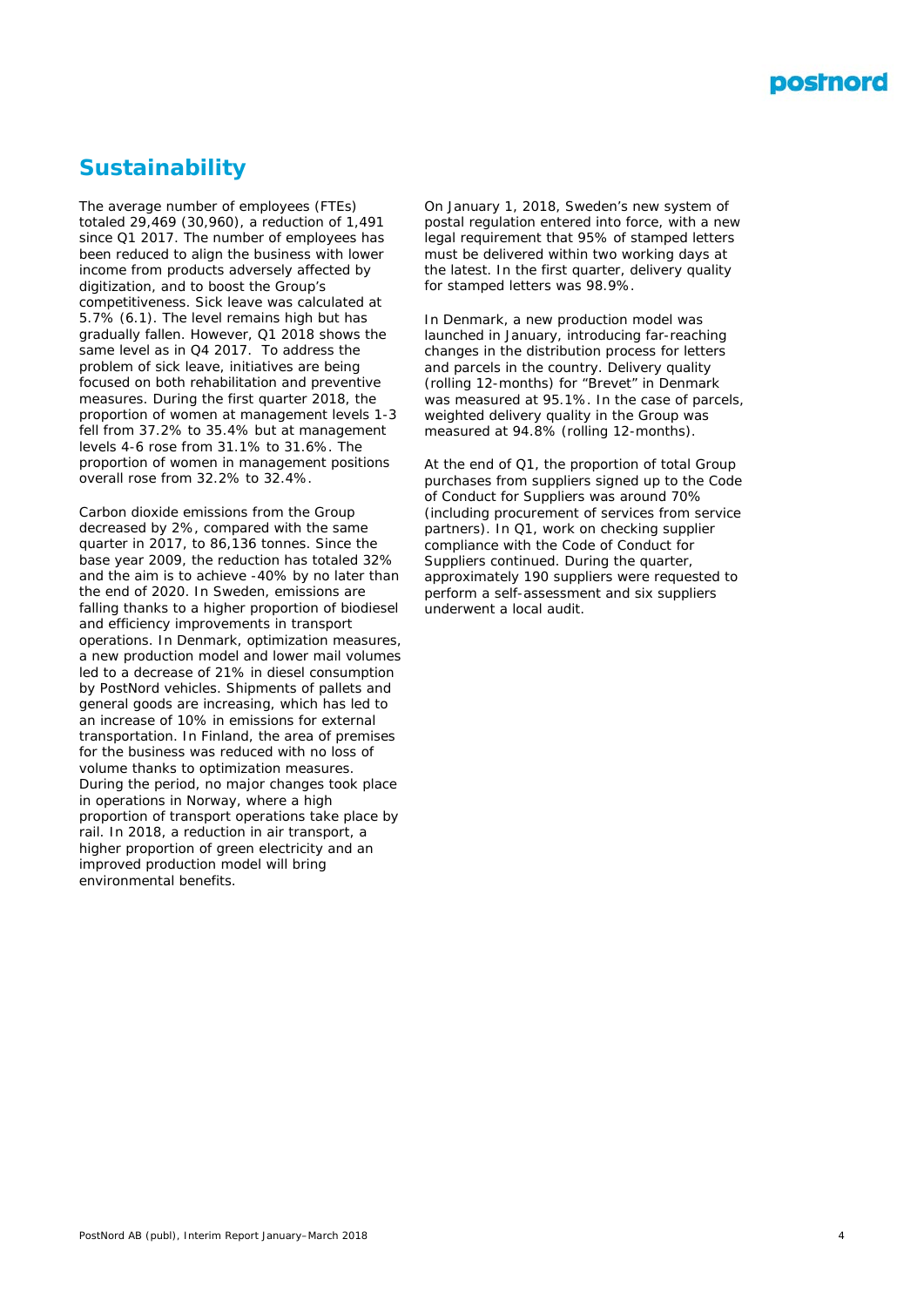# Sustainability

The average number of employees (FTEs) totaled 29,469 (30,960), a reduction of 1,491 since Q1 2017. The number of employees has been reduced to align the business with lower income from products adversely affected by digitization, and to boost the Group's competitiveness. Sick leave was calculated at 5.7% (6.1). The level remains high but has gradually fallen. However, Q1 2018 shows the same level as in Q4 2017. To address the problem of sick leave, initiatives are being focused on both rehabilitation and preventive measures. During the first quarter 2018, the proportion of women at management levels 1-3 fell from 37.2% to 35.4% but at management levels 4-6 rose from 31.1% to 31.6%. The proportion of women in management positions overall rose from 32.2% to 32.4%.

Carbon dioxide emissions from the Group decreased by 2%, compared with the same quarter in 2017, to 86,136 tonnes. Since the base year 2009, the reduction has totaled 32% and the aim is to achieve -40% by no later than the end of 2020. In Sweden, emissions are falling thanks to a higher proportion of biodiesel and efficiency improvements in transport operations. In Denmark, optimization measures, a new production model and lower mail volumes led to a decrease of 21% in diesel consumption by PostNord vehicles. Shipments of pallets and general goods are increasing, which has led to an increase of 10% in emissions for external transportation. In Finland, the area of premises for the business was reduced with no loss of volume thanks to optimization measures. During the period, no major changes took place in operations in Norway, where a high proportion of transport operations take place by rail. In 2018, a reduction in air transport, a higher proportion of green electricity and an improved production model will bring environmental benefits.

On January 1, 2018, Sweden's new system of postal regulation entered into force, with a new legal requirement that 95% of stamped letters must be delivered within two working days at the latest. In the first quarter, delivery quality for stamped letters was 98.9%.

In Denmark, a new production model was launched in January, introducing far-reaching changes in the distribution process for letters and parcels in the country. Delivery quality (rolling 12-months) for "Brevet" in Denmark was measured at 95.1%. In the case of parcels, weighted delivery quality in the Group was measured at 94.8% (rolling 12-months).

At the end of Q1, the proportion of total Group purchases from suppliers signed up to the Code of Conduct for Suppliers was around 70% (including procurement of services from service partners). In Q1, work on checking supplier compliance with the Code of Conduct for Suppliers continued. During the quarter, approximately 190 suppliers were requested to perform a self-assessment and six suppliers underwent a local audit.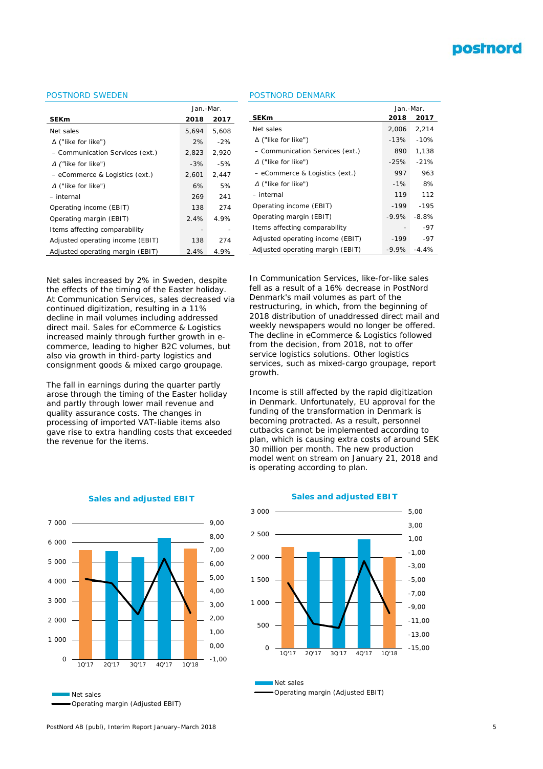## POSTNORD SWEDEN

| SEKm | Jan.-Mar. 2018 | 2017 |
|---|---|---|
| Net sales | 5,694 | 5,608 |
| Δ ("like for like") | 2% | -2% |
| – Communication Services (ext.) | 2,823 | 2,920 |
| *Δ ("like for like")* | -3% | -5% |
| – eCommerce & Logistics (ext.) | 2,601 | 2,447 |
| Δ ("like for like") | 6% | 5% |
| – internal | 269 | 241 |
| Operating income (EBIT) | 138 | 274 |
| Operating margin (EBIT) | 2.4% | 4.9% |
| Items affecting comparability | - | - |
| Adjusted operating income (EBIT) | 138 | 274 |
| Adjusted operating margin (EBIT) | 2.4% | 4.9% |

Net sales increased by 2% in Sweden, despite the effects of the timing of the Easter holiday. At Communication Services, sales decreased via continued digitization, resulting in a 11% decline in mail volumes including addressed direct mail. Sales for eCommerce & Logistics increased mainly through further growth in e-commerce, leading to higher B2C volumes, but also via growth in third-party logistics and consignment goods & mixed cargo groupage.

The fall in earnings during the quarter partly arose through the timing of the Easter holiday and partly through lower mail revenue and quality assurance costs. The changes in processing of imported VAT-liable items also gave rise to extra handling costs that exceeded the revenue for the items.

**Sales and adjusted EBIT**

- Net sales
- Operating margin (Adjusted EBIT)

## POSTNORD DENMARK

| SEKm | Jan.-Mar. 2018 | 2017 |
|---|---|---|
| Net sales | 2,006 | 2,214 |
| Δ ("like for like") | -13% | -10% |
| – Communication Services (ext.) | 890 | 1,138 |
| *Δ ("like for like")* | -25% | -21% |
| – eCommerce & Logistics (ext.) | 997 | 963 |
| *Δ ("like for like")* | -1% | 8% |
| – internal | 119 | 112 |
| Operating income (EBIT) | -199 | -195 |
| Operating margin (EBIT) | -9.9% | -8.8% |
| Items affecting comparability | - | -97 |
| Adjusted operating income (EBIT) | -199 | -97 |
| Adjusted operating margin (EBIT) | -9.9% | -4.4% |

In Communication Services, like-for-like sales fell as a result of a 16% decrease in PostNord Denmark's mail volumes as part of the restructuring, in which, from the beginning of 2018 distribution of unaddressed direct mail and weekly newspapers would no longer be offered. The decline in eCommerce & Logistics followed from the decision, from 2018, not to offer service logistics solutions. Other logistics services, such as mixed-cargo groupage, report growth.

Income is still affected by the rapid digitization in Denmark. Unfortunately, EU approval for the funding of the transformation in Denmark is becoming protracted. As a result, personnel cutbacks cannot be implemented according to plan, which is causing extra costs of around SEK 30 million per month. The new production model went on stream on January 21, 2018 and is operating according to plan.

**Sales and adjusted EBIT**

- Net sales
- Operating margin (Adjusted EBIT)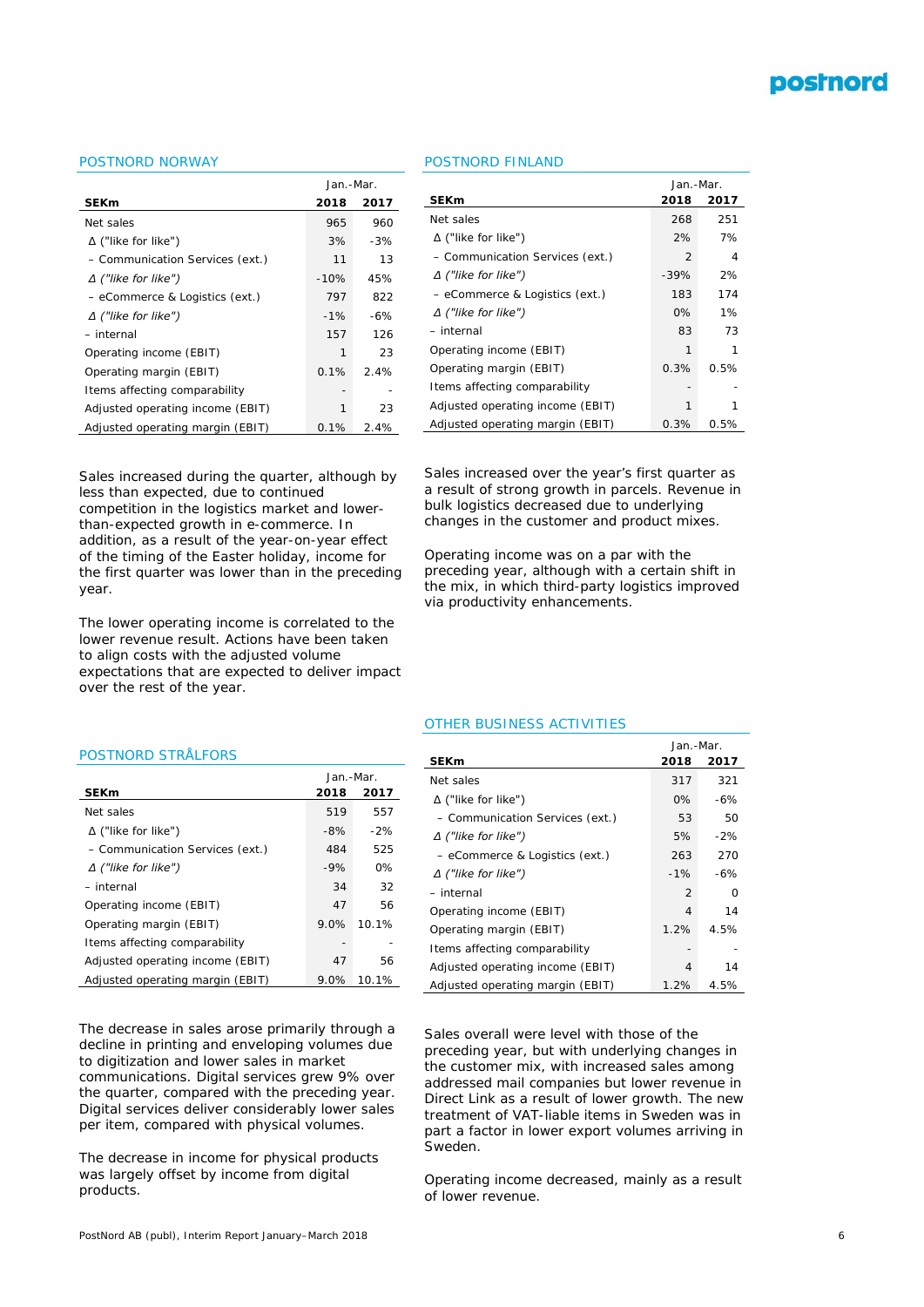## POSTNORD NORWAY

| SEKm | Jan.-Mar. 2018 | 2017 |
|---|---|---|
| Net sales | 965 | 960 |
| Δ ("like for like") | 3% | -3% |
| – Communication Services (ext.) | 11 | 13 |
| *Δ ("like for like")* | -10% | 45% |
| – eCommerce & Logistics (ext.) | 797 | 822 |
| *Δ ("like for like")* | -1% | -6% |
| – internal | 157 | 126 |
| Operating income (EBIT) | 1 | 23 |
| Operating margin (EBIT) | 0.1% | 2.4% |
| Items affecting comparability | - | - |
| Adjusted operating income (EBIT) | 1 | 23 |
| Adjusted operating margin (EBIT) | 0.1% | 2.4% |

Sales increased during the quarter, although by less than expected, due to continued competition in the logistics market and lower-than-expected growth in e-commerce. In addition, as a result of the year-on-year effect of the timing of the Easter holiday, income for the first quarter was lower than in the preceding year.

The lower operating income is correlated to the lower revenue result. Actions have been taken to align costs with the adjusted volume expectations that are expected to deliver impact over the rest of the year.

## POSTNORD STRÅLFORS

| SEKm | Jan.-Mar. 2018 | 2017 |
|---|---|---|
| Net sales | 519 | 557 |
| Δ ("like for like") | -8% | -2% |
| – Communication Services (ext.) | 484 | 525 |
| *Δ ("like for like")* | -9% | 0% |
| – internal | 34 | 32 |
| Operating income (EBIT) | 47 | 56 |
| Operating margin (EBIT) | 9.0% | 10.1% |
| Items affecting comparability | - | - |
| Adjusted operating income (EBIT) | 47 | 56 |
| Adjusted operating margin (EBIT) | 9.0% | 10.1% |

The decrease in sales arose primarily through a decline in printing and enveloping volumes due to digitization and lower sales in market communications. Digital services grew 9% over the quarter, compared with the preceding year. Digital services deliver considerably lower sales per item, compared with physical volumes.

The decrease in income for physical products was largely offset by income from digital products.

## POSTNORD FINLAND

| SEKm | Jan.-Mar. 2018 | 2017 |
|---|---|---|
| Net sales | 268 | 251 |
| Δ ("like for like") | 2% | 7% |
| – Communication Services (ext.) | 2 | 4 |
| *Δ ("like for like")* | -39% | 2% |
| – eCommerce & Logistics (ext.) | 183 | 174 |
| *Δ ("like for like")* | 0% | 1% |
| – internal | 83 | 73 |
| Operating income (EBIT) | 1 | 1 |
| Operating margin (EBIT) | 0.3% | 0.5% |
| Items affecting comparability | - | - |
| Adjusted operating income (EBIT) | 1 | 1 |
| Adjusted operating margin (EBIT) | 0.3% | 0.5% |

Sales increased over the year's first quarter as a result of strong growth in parcels. Revenue in bulk logistics decreased due to underlying changes in the customer and product mixes.

Operating income was on a par with the preceding year, although with a certain shift in the mix, in which third-party logistics improved via productivity enhancements.

## OTHER BUSINESS ACTIVITIES

| SEKm | Jan.-Mar. 2018 | 2017 |
|---|---|---|
| Net sales | 317 | 321 |
| Δ ("like for like") | 0% | -6% |
| – Communication Services (ext.) | 53 | 50 |
| *Δ ("like for like")* | 5% | -2% |
| – eCommerce & Logistics (ext.) | 263 | 270 |
| *Δ ("like for like")* | -1% | -6% |
| – internal | 2 | 0 |
| Operating income (EBIT) | 4 | 14 |
| Operating margin (EBIT) | 1.2% | 4.5% |
| Items affecting comparability | - | - |
| Adjusted operating income (EBIT) | 4 | 14 |
| Adjusted operating margin (EBIT) | 1.2% | 4.5% |

Sales overall were level with those of the preceding year, but with underlying changes in the customer mix, with increased sales among addressed mail companies but lower revenue in Direct Link as a result of lower growth. The new treatment of VAT-liable items in Sweden was in part a factor in lower export volumes arriving in Sweden.

Operating income decreased, mainly as a result of lower revenue.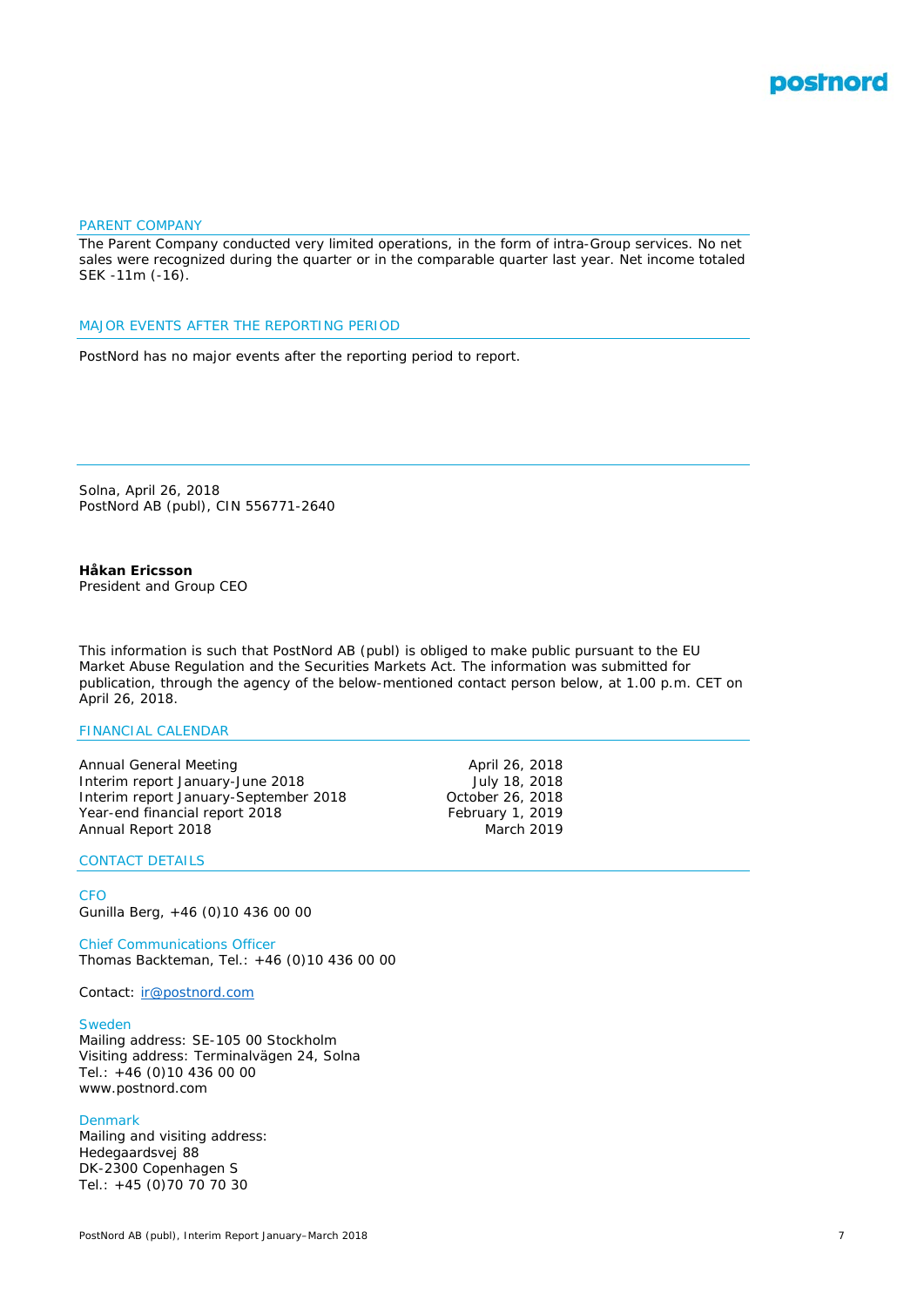## PARENT COMPANY

The Parent Company conducted very limited operations, in the form of intra-Group services. No net sales were recognized during the quarter or in the comparable quarter last year. Net income totaled SEK -11m (-16).

## MAJOR EVENTS AFTER THE REPORTING PERIOD

PostNord has no major events after the reporting period to report.

---

Solna, April 26, 2018
PostNord AB (publ), CIN 556771-2640

**Håkan Ericsson**
President and Group CEO

This information is such that PostNord AB (publ) is obliged to make public pursuant to the EU Market Abuse Regulation and the Securities Markets Act. The information was submitted for publication, through the agency of the below-mentioned contact person below, at 1.00 p.m. CET on April 26, 2018.

## FINANCIAL CALENDAR

| | |
|---|---|
| Annual General Meeting | April 26, 2018 |
| Interim report January-June 2018 | July 18, 2018 |
| Interim report January-September 2018 | October 26, 2018 |
| Year-end financial report 2018 | February 1, 2019 |
| Annual Report 2018 | March 2019 |

## CONTACT DETAILS

CFO
Gunilla Berg, +46 (0)10 436 00 00

Chief Communications Officer
Thomas Backteman, Tel.: +46 (0)10 436 00 00

Contact: ir@postnord.com

Sweden
Mailing address: SE-105 00 Stockholm
Visiting address: Terminalvägen 24, Solna
Tel.: +46 (0)10 436 00 00
www.postnord.com

Denmark
Mailing and visiting address:
Hedegaardsvej 88
DK-2300 Copenhagen S
Tel.: +45 (0)70 70 70 30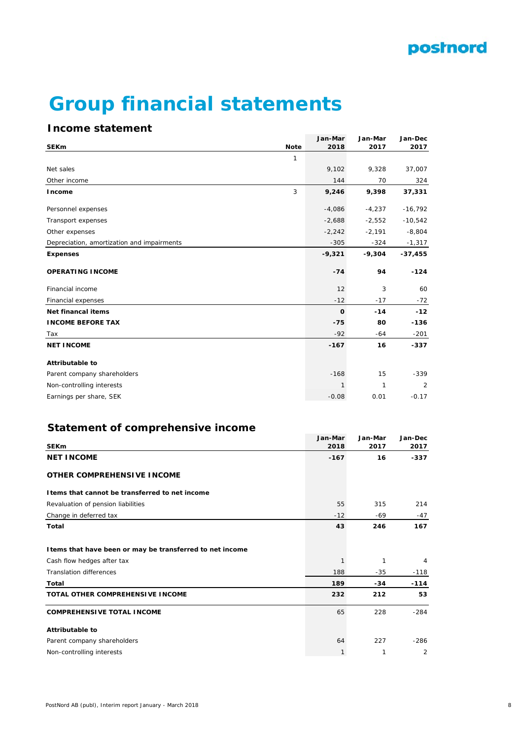# Group financial statements

## Income statement

| SEKm | Note | Jan-Mar 2018 | Jan-Mar 2017 | Jan-Dec 2017 |
|---|---|---|---|---|
| | 1 | | | |
| Net sales | | 9,102 | 9,328 | 37,007 |
| Other income | | 144 | 70 | 324 |
| **Income** | 3 | **9,246** | **9,398** | **37,331** |
| Personnel expenses | | -4,086 | -4,237 | -16,792 |
| Transport expenses | | -2,688 | -2,552 | -10,542 |
| Other expenses | | -2,242 | -2,191 | -8,804 |
| Depreciation, amortization and impairments | | -305 | -324 | -1,317 |
| **Expenses** | | **-9,321** | **-9,304** | **-37,455** |
| **OPERATING INCOME** | | **-74** | **94** | **-124** |
| Financial income | | 12 | 3 | 60 |
| Financial expenses | | -12 | -17 | -72 |
| **Net financal items** | | **0** | **-14** | **-12** |
| **INCOME BEFORE TAX** | | **-75** | **80** | **-136** |
| Tax | | -92 | -64 | -201 |
| **NET INCOME** | | **-167** | **16** | **-337** |
| **Attributable to** | | | | |
| Parent company shareholders | | -168 | 15 | -339 |
| Non-controlling interests | | 1 | 1 | 2 |
| Earnings per share, SEK | | -0.08 | 0.01 | -0.17 |

## Statement of comprehensive income

| SEKm | Jan-Mar 2018 | Jan-Mar 2017 | Jan-Dec 2017 |
|---|---|---|---|
| **NET INCOME** | **-167** | **16** | **-337** |
| **OTHER COMPREHENSIVE INCOME** | | | |
| **Items that cannot be transferred to net income** | | | |
| Revaluation of pension liabilities | 55 | 315 | 214 |
| Change in deferred tax | -12 | -69 | -47 |
| **Total** | **43** | **246** | **167** |
| **Items that have been or may be transferred to net income** | | | |
| Cash flow hedges after tax | 1 | 1 | 4 |
| Translation differences | 188 | -35 | -118 |
| **Total** | **189** | **-34** | **-114** |
| **TOTAL OTHER COMPREHENSIVE INCOME** | **232** | **212** | **53** |
| **COMPREHENSIVE TOTAL INCOME** | 65 | 228 | -284 |
| **Attributable to** | | | |
| Parent company shareholders | 64 | 227 | -286 |
| Non-controlling interests | 1 | 1 | 2 |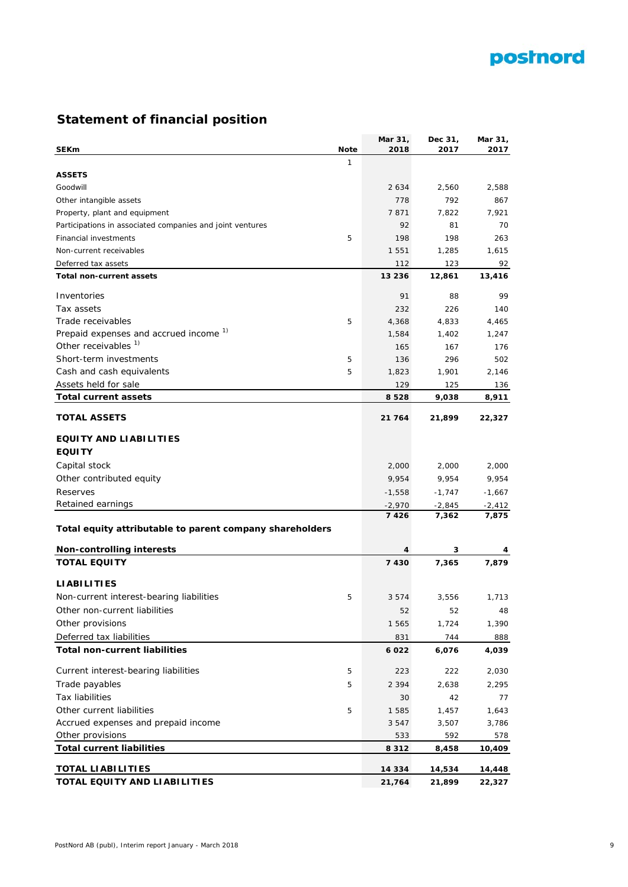## Statement of financial position

| SEKm | Note | Mar 31, 2018 | Dec 31, 2017 | Mar 31, 2017 |
|---|---|---|---|---|
| | 1 | | | |
| **ASSETS** | | | | |
| Goodwill | | 2 634 | 2,560 | 2,588 |
| Other intangible assets | | 778 | 792 | 867 |
| Property, plant and equipment | | 7 871 | 7,822 | 7,921 |
| Participations in associated companies and joint ventures | | 92 | 81 | 70 |
| Financial investments | 5 | 198 | 198 | 263 |
| Non-current receivables | | 1 551 | 1,285 | 1,615 |
| Deferred tax assets | | 112 | 123 | 92 |
| **Total non-current assets** | | **13 236** | **12,861** | **13,416** |
| Inventories | | 91 | 88 | 99 |
| Tax assets | | 232 | 226 | 140 |
| Trade receivables | 5 | 4,368 | 4,833 | 4,465 |
| Prepaid expenses and accrued income [1)] | | 1,584 | 1,402 | 1,247 |
| Other receivables [1)] | | 165 | 167 | 176 |
| Short-term investments | 5 | 136 | 296 | 502 |
| Cash and cash equivalents | 5 | 1,823 | 1,901 | 2,146 |
| Assets held for sale | | 129 | 125 | 136 |
| **Total current assets** | | **8 528** | **9,038** | **8,911** |
| **TOTAL ASSETS** | | **21 764** | **21,899** | **22,327** |
| **EQUITY AND LIABILITIES** | | | | |
| **EQUITY** | | | | |
| Capital stock | | 2,000 | 2,000 | 2,000 |
| Other contributed equity | | 9,954 | 9,954 | 9,954 |
| Reserves | | -1,558 | -1,747 | -1,667 |
| Retained earnings | | -2,970 | -2,845 | -2,412 |
| **Total equity attributable to parent company shareholders** | | **7 426** | **7,362** | **7,875** |
| **Non-controlling interests** | | **4** | **3** | **4** |
| **TOTAL EQUITY** | | **7 430** | **7,365** | **7,879** |
| **LIABILITIES** | | | | |
| Non-current interest-bearing liabilities | 5 | 3 574 | 3,556 | 1,713 |
| Other non-current liabilities | | 52 | 52 | 48 |
| Other provisions | | 1 565 | 1,724 | 1,390 |
| Deferred tax liabilities | | 831 | 744 | 888 |
| **Total non-current liabilities** | | **6 022** | **6,076** | **4,039** |
| Current interest-bearing liabilities | 5 | 223 | 222 | 2,030 |
| Trade payables | 5 | 2 394 | 2,638 | 2,295 |
| Tax liabilities | | 30 | 42 | 77 |
| Other current liabilities | 5 | 1 585 | 1,457 | 1,643 |
| Accrued expenses and prepaid income | | 3 547 | 3,507 | 3,786 |
| Other provisions | | 533 | 592 | 578 |
| **Total current liabilities** | | **8 312** | **8,458** | **10,409** |
| **TOTAL LIABILITIES** | | **14 334** | **14,534** | **14,448** |
| **TOTAL EQUITY AND LIABILITIES** | | **21,764** | **21,899** | **22,327** |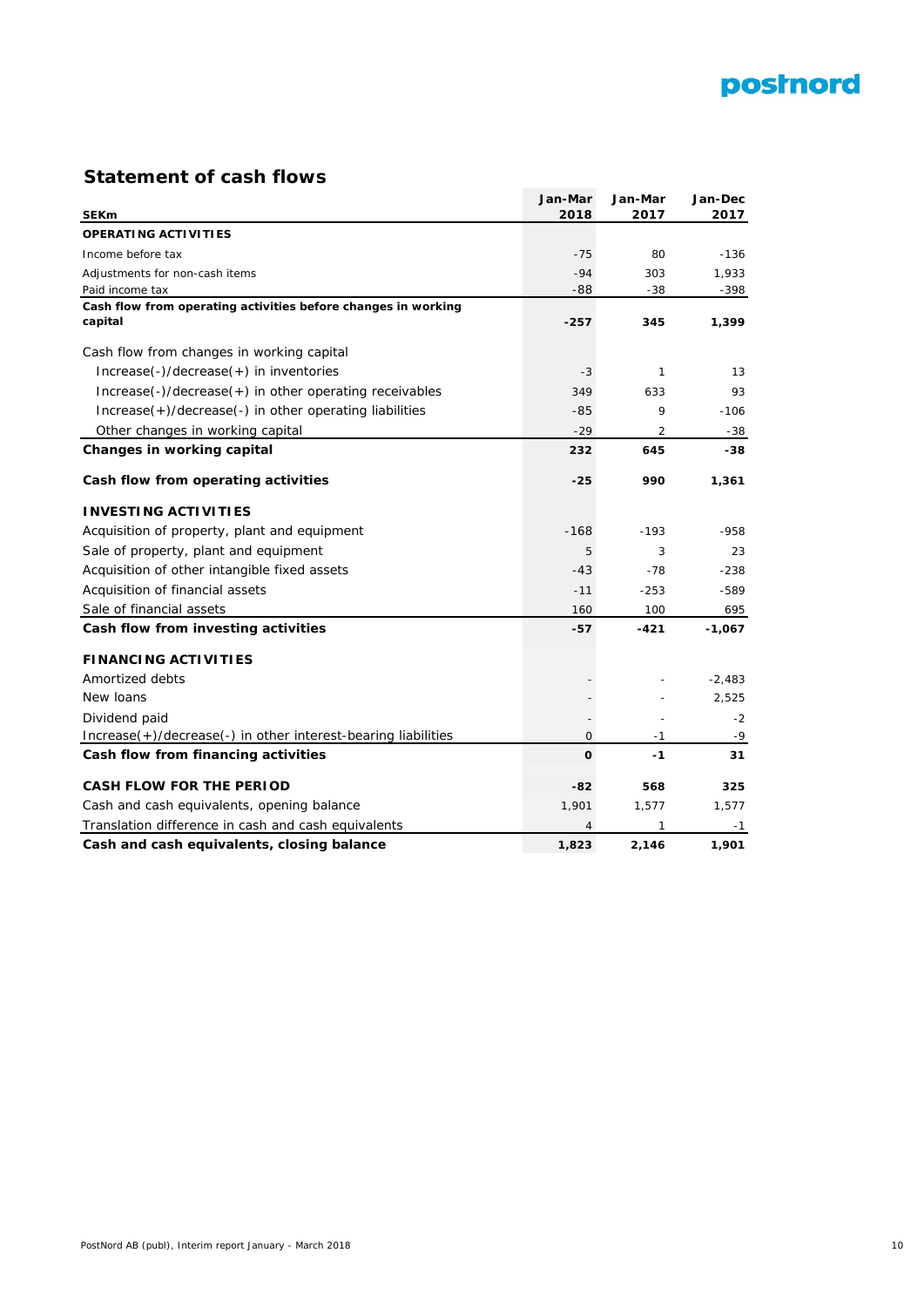## Statement of cash flows

| SEKm | Jan-Mar 2018 | Jan-Mar 2017 | Jan-Dec 2017 |
|---|---|---|---|
| **OPERATING ACTIVITIES** | | | |
| Income before tax | -75 | 80 | -136 |
| Adjustments for non-cash items | -94 | 303 | 1,933 |
| Paid income tax | -88 | -38 | -398 |
| **Cash flow from operating activities before changes in working capital** | **-257** | **345** | **1,399** |
| Cash flow from changes in working capital | | | |
| Increase(-)/decrease(+) in inventories | -3 | 1 | 13 |
| Increase(-)/decrease(+) in other operating receivables | 349 | 633 | 93 |
| Increase(+)/decrease(-) in other operating liabilities | -85 | 9 | -106 |
| Other changes in working capital | -29 | 2 | -38 |
| **Changes in working capital** | **232** | **645** | **-38** |
| **Cash flow from operating activities** | **-25** | **990** | **1,361** |
| **INVESTING ACTIVITIES** | | | |
| Acquisition of property, plant and equipment | -168 | -193 | -958 |
| Sale of property, plant and equipment | 5 | 3 | 23 |
| Acquisition of other intangible fixed assets | -43 | -78 | -238 |
| Acquisition of financial assets | -11 | -253 | -589 |
| Sale of financial assets | 160 | 100 | 695 |
| **Cash flow from investing activities** | **-57** | **-421** | **-1,067** |
| **FINANCING ACTIVITIES** | | | |
| Amortized debts | - | - | -2,483 |
| New loans | - | - | 2,525 |
| Dividend paid | - | - | -2 |
| Increase(+)/decrease(-) in other interest-bearing liabilities | 0 | -1 | -9 |
| **Cash flow from financing activities** | **0** | **-1** | **31** |
| **CASH FLOW FOR THE PERIOD** | **-82** | **568** | **325** |
| Cash and cash equivalents, opening balance | 1,901 | 1,577 | 1,577 |
| Translation difference in cash and cash equivalents | 4 | 1 | -1 |
| **Cash and cash equivalents, closing balance** | **1,823** | **2,146** | **1,901** |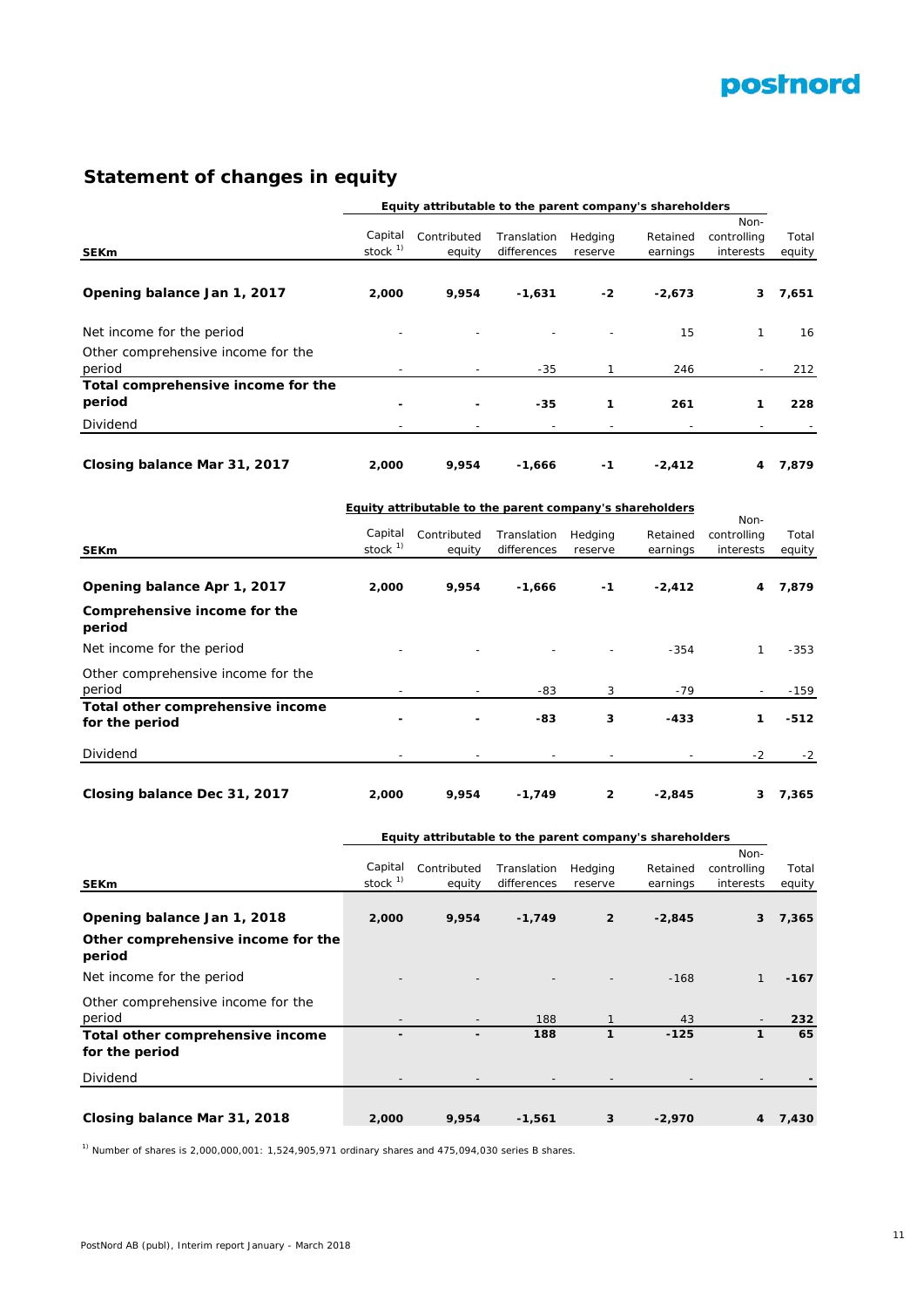## Statement of changes in equity

| SEKm | Equity attributable to the parent company's shareholders | | | | | Non-controlling interests | Total equity |
|---|---|---|---|---|---|---|---|
| | Capital stock [1] | Contributed equity | Translation differences | Hedging reserve | Retained earnings | | |
| **Opening balance Jan 1, 2017** | **2,000** | **9,954** | **-1,631** | **-2** | **-2,673** | **3** | **7,651** |
| Net income for the period | - | - | - | - | 15 | 1 | 16 |
| Other comprehensive income for the period | - | - | -35 | 1 | 246 | - | 212 |
| **Total comprehensive income for the period** | **-** | **-** | **-35** | **1** | **261** | **1** | **228** |
| Dividend | - | - | - | - | - | - | - |
| **Closing balance Mar 31, 2017** | **2,000** | **9,954** | **-1,666** | **-1** | **-2,412** | **4** | **7,879** |

| SEKm | Equity attributable to the parent company's shareholders | | | | | Non-controlling interests | Total equity |
|---|---|---|---|---|---|---|---|
| | Capital stock [1] | Contributed equity | Translation differences | Hedging reserve | Retained earnings | | |
| **Opening balance Apr 1, 2017** | **2,000** | **9,954** | **-1,666** | **-1** | **-2,412** | **4** | **7,879** |
| **Comprehensive income for the period** | | | | | | | |
| Net income for the period | - | - | - | - | -354 | 1 | -353 |
| Other comprehensive income for the period | - | - | -83 | 3 | -79 | - | -159 |
| **Total other comprehensive income for the period** | **-** | **-** | **-83** | **3** | **-433** | **1** | **-512** |
| Dividend | - | - | - | - | - | -2 | -2 |
| **Closing balance Dec 31, 2017** | **2,000** | **9,954** | **-1,749** | **2** | **-2,845** | **3** | **7,365** |

| SEKm | Equity attributable to the parent company's shareholders | | | | | Non-controlling interests | Total equity |
|---|---|---|---|---|---|---|---|
| | Capital stock [1] | Contributed equity | Translation differences | Hedging reserve | Retained earnings | | |
| **Opening balance Jan 1, 2018** | **2,000** | **9,954** | **-1,749** | **2** | **-2,845** | **3** | **7,365** |
| **Other comprehensive income for the period** | | | | | | | |
| Net income for the period | - | - | - | - | -168 | 1 | **-167** |
| Other comprehensive income for the period | - | - | 188 | 1 | 43 | - | **232** |
| **Total other comprehensive income for the period** | **-** | **-** | **188** | **1** | **-125** | **1** | **65** |
| Dividend | - | - | - | - | - | - | **-** |
| **Closing balance Mar 31, 2018** | **2,000** | **9,954** | **-1,561** | **3** | **-2,970** | **4** | **7,430** |

[1] Number of shares is 2,000,000,001: 1,524,905,971 ordinary shares and 475,094,030 series B shares.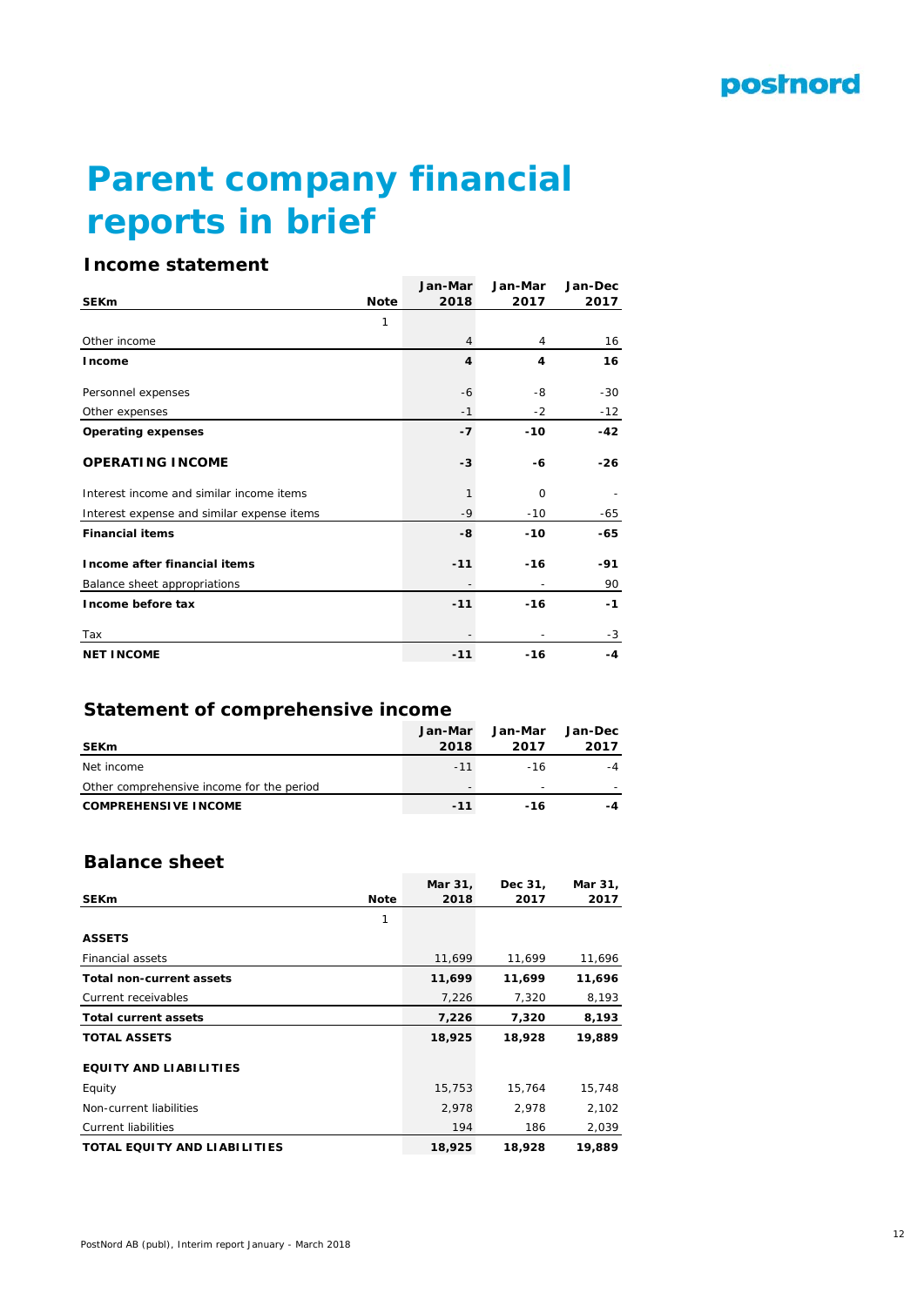# Parent company financial reports in brief

## Income statement

| SEKm | Note | Jan-Mar 2018 | Jan-Mar 2017 | Jan-Dec 2017 |
|---|---|---|---|---|
| | 1 | | | |
| Other income | | 4 | 4 | 16 |
| **Income** | | **4** | **4** | **16** |
| Personnel expenses | | -6 | -8 | -30 |
| Other expenses | | -1 | -2 | -12 |
| **Operating expenses** | | **-7** | **-10** | **-42** |
| **OPERATING INCOME** | | **-3** | **-6** | **-26** |
| Interest income and similar income items | | 1 | 0 | - |
| Interest expense and similar expense items | | -9 | -10 | -65 |
| **Financial items** | | **-8** | **-10** | **-65** |
| **Income after financial items** | | **-11** | **-16** | **-91** |
| Balance sheet appropriations | | - | - | 90 |
| **Income before tax** | | **-11** | **-16** | **-1** |
| Tax | | - | - | -3 |
| **NET INCOME** | | **-11** | **-16** | **-4** |

## Statement of comprehensive income

| SEKm | Jan-Mar 2018 | Jan-Mar 2017 | Jan-Dec 2017 |
|---|---|---|---|
| Net income | -11 | -16 | -4 |
| Other comprehensive income for the period | - | - | - |
| **COMPREHENSIVE INCOME** | **-11** | **-16** | **-4** |

## Balance sheet

| SEKm | Note | Mar 31, 2018 | Dec 31, 2017 | Mar 31, 2017 |
|---|---|---|---|---|
| | 1 | | | |
| **ASSETS** | | | | |
| Financial assets | | 11,699 | 11,699 | 11,696 |
| **Total non-current assets** | | **11,699** | **11,699** | **11,696** |
| Current receivables | | 7,226 | 7,320 | 8,193 |
| **Total current assets** | | **7,226** | **7,320** | **8,193** |
| **TOTAL ASSETS** | | **18,925** | **18,928** | **19,889** |
| **EQUITY AND LIABILITIES** | | | | |
| Equity | | 15,753 | 15,764 | 15,748 |
| Non-current liabilities | | 2,978 | 2,978 | 2,102 |
| Current liabilities | | 194 | 186 | 2,039 |
| **TOTAL EQUITY AND LIABILITIES** | | **18,925** | **18,928** | **19,889** |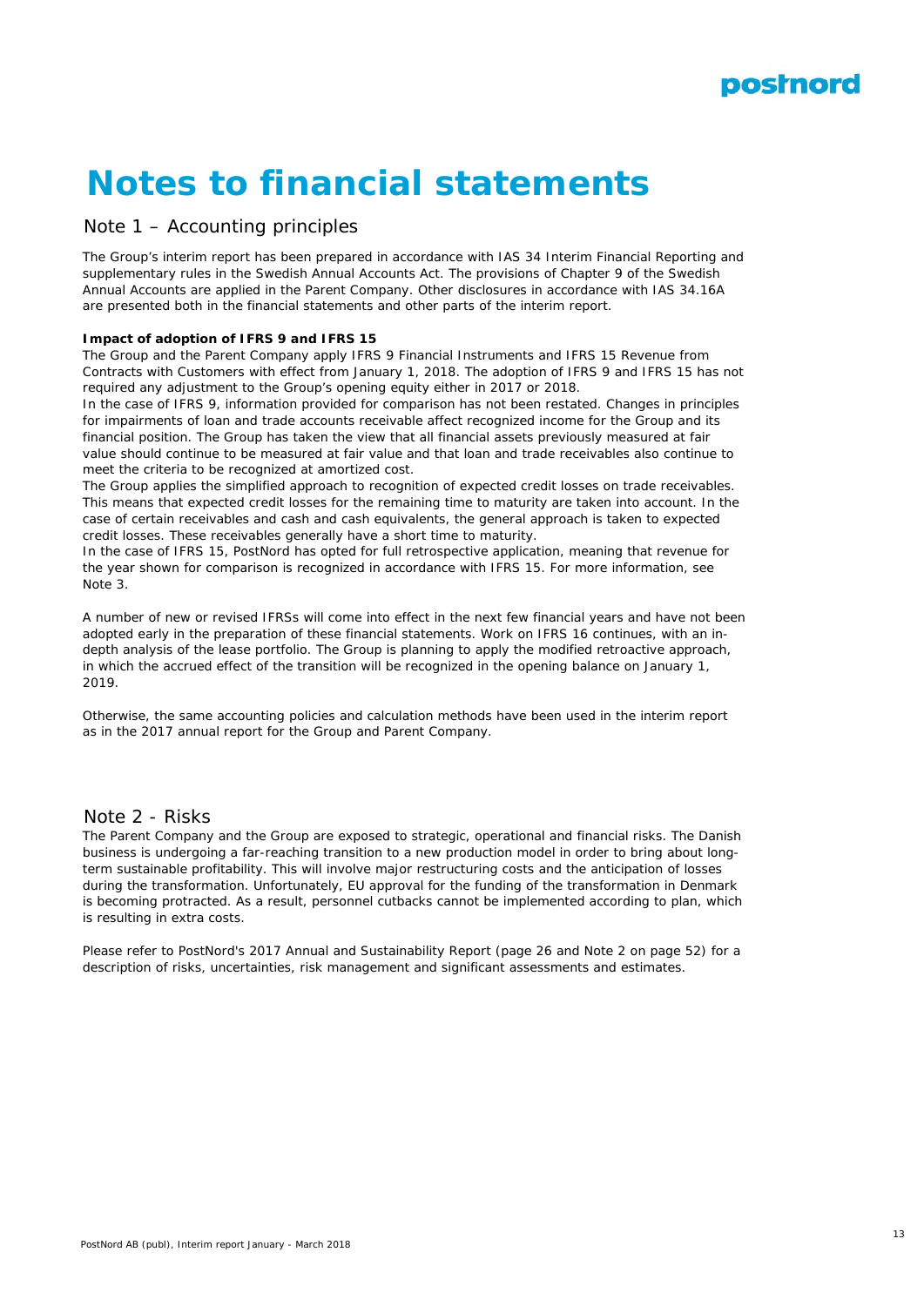# Notes to financial statements

## Note 1 – Accounting principles

The Group's interim report has been prepared in accordance with IAS 34 Interim Financial Reporting and supplementary rules in the Swedish Annual Accounts Act. The provisions of Chapter 9 of the Swedish Annual Accounts are applied in the Parent Company. Other disclosures in accordance with IAS 34.16A are presented both in the financial statements and other parts of the interim report.

**Impact of adoption of IFRS 9 and IFRS 15**

The Group and the Parent Company apply IFRS 9 Financial Instruments and IFRS 15 Revenue from Contracts with Customers with effect from January 1, 2018. The adoption of IFRS 9 and IFRS 15 has not required any adjustment to the Group's opening equity either in 2017 or 2018.

In the case of IFRS 9, information provided for comparison has not been restated. Changes in principles for impairments of loan and trade accounts receivable affect recognized income for the Group and its financial position. The Group has taken the view that all financial assets previously measured at fair value should continue to be measured at fair value and that loan and trade receivables also continue to meet the criteria to be recognized at amortized cost.

The Group applies the simplified approach to recognition of expected credit losses on trade receivables. This means that expected credit losses for the remaining time to maturity are taken into account. In the case of certain receivables and cash and cash equivalents, the general approach is taken to expected credit losses. These receivables generally have a short time to maturity.

In the case of IFRS 15, PostNord has opted for full retrospective application, meaning that revenue for the year shown for comparison is recognized in accordance with IFRS 15. For more information, see Note 3.

A number of new or revised IFRSs will come into effect in the next few financial years and have not been adopted early in the preparation of these financial statements. Work on IFRS 16 continues, with an in-depth analysis of the lease portfolio. The Group is planning to apply the modified retroactive approach, in which the accrued effect of the transition will be recognized in the opening balance on January 1, 2019.

Otherwise, the same accounting policies and calculation methods have been used in the interim report as in the 2017 annual report for the Group and Parent Company.

## Note 2 - Risks

The Parent Company and the Group are exposed to strategic, operational and financial risks. The Danish business is undergoing a far-reaching transition to a new production model in order to bring about long-term sustainable profitability. This will involve major restructuring costs and the anticipation of losses during the transformation. Unfortunately, EU approval for the funding of the transformation in Denmark is becoming protracted. As a result, personnel cutbacks cannot be implemented according to plan, which is resulting in extra costs.

Please refer to PostNord's 2017 Annual and Sustainability Report (page 26 and Note 2 on page 52) for a description of risks, uncertainties, risk management and significant assessments and estimates.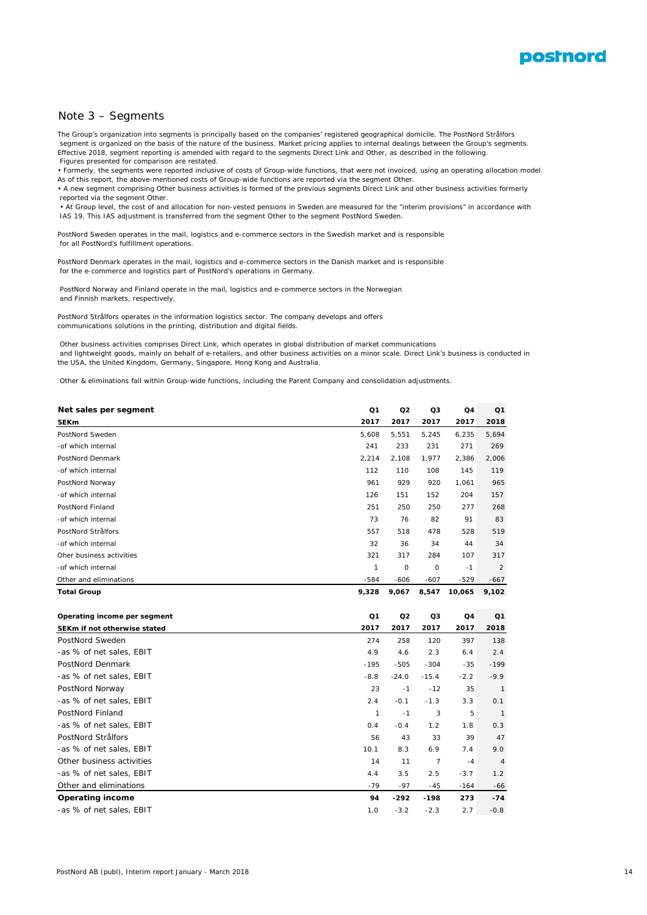## Note 3 – Segments

The Group's organization into segments is principally based on the companies' registered geographical domicile. The PostNord Strålfors segment is organized on the basis of the nature of the business. Market pricing applies to internal dealings between the Group's segments. Effective 2018, segment reporting is amended with regard to the segments Direct Link and Other, as described in the following. Figures presented for comparison are restated.

• Formerly, the segments were reported inclusive of costs of Group-wide functions, that were not invoiced, using an operating allocation model. As of this report, the above-mentioned costs of Group-wide functions are reported via the segment Other.

• A new segment comprising Other business activities is formed of the previous segments Direct Link and other business activities formerly reported via the segment Other.

• At Group level, the cost of and allocation for non-vested pensions in Sweden are measured for the "interim provisions" in accordance with IAS 19. This IAS adjustment is transferred from the segment Other to the segment PostNord Sweden.

PostNord Sweden operates in the mail, logistics and e-commerce sectors in the Swedish market and is responsible for all PostNord's fulfillment operations.

PostNord Denmark operates in the mail, logistics and e-commerce sectors in the Danish market and is responsible for the e-commerce and logistics part of PostNord's operations in Germany.

PostNord Norway and Finland operate in the mail, logistics and e-commerce sectors in the Norwegian and Finnish markets, respectively.

PostNord Strålfors operates in the information logistics sector. The company develops and offers communications solutions in the printing, distribution and digital fields.

Other business activities comprises Direct Link, which operates in global distribution of market communications and lightweight goods, mainly on behalf of e-retailers, and other business activities on a minor scale. Direct Link's business is conducted in the USA, the United Kingdom, Germany, Singapore, Hong Kong and Australia.

Other & eliminations fall within Group-wide functions, including the Parent Company and consolidation adjustments.

| **Net sales per segment** | Q1 | Q2 | Q3 | Q4 | Q1 |
|---|---|---|---|---|---|
| **SEKm** | **2017** | **2017** | **2017** | **2017** | **2018** |
| PostNord Sweden | 5,608 | 5,551 | 5,245 | 6,235 | 5,694 |
| -of which internal | 241 | 233 | 231 | 271 | 269 |
| PostNord Denmark | 2,214 | 2,108 | 1,977 | 2,386 | 2,006 |
| -of which internal | 112 | 110 | 108 | 145 | 119 |
| PostNord Norway | 961 | 929 | 920 | 1,061 | 965 |
| -of which internal | 126 | 151 | 152 | 204 | 157 |
| PostNord Finland | 251 | 250 | 250 | 277 | 268 |
| -of which internal | 73 | 76 | 82 | 91 | 83 |
| PostNord Strålfors | 557 | 518 | 478 | 528 | 519 |
| -of which internal | 32 | 36 | 34 | 44 | 34 |
| Oher business activities | 321 | 317 | 284 | 107 | 317 |
| -of which internal | 1 | 0 | 0 | -1 | 2 |
| Other and eliminations | -584 | -606 | -607 | -529 | -667 |
| **Total Group** | **9,328** | **9,067** | **8,547** | **10,065** | **9,102** |

| **Operating income per segment** | Q1 | Q2 | Q3 | Q4 | Q1 |
|---|---|---|---|---|---|
| **SEKm if not otherwise stated** | **2017** | **2017** | **2017** | **2017** | **2018** |
| PostNord Sweden | 274 | 258 | 120 | 397 | 138 |
| -as % of net sales, EBIT | 4.9 | 4.6 | 2.3 | 6.4 | 2.4 |
| PostNord Denmark | -195 | -505 | -304 | -35 | -199 |
| -as % of net sales, EBIT | -8.8 | -24.0 | -15.4 | -2.2 | -9.9 |
| PostNord Norway | 23 | -1 | -12 | 35 | 1 |
| -as % of net sales, EBIT | 2.4 | -0.1 | -1.3 | 3.3 | 0.1 |
| PostNord Finland | 1 | -1 | 3 | 5 | 1 |
| -as % of net sales, EBIT | 0.4 | -0.4 | 1.2 | 1.8 | 0.3 |
| PostNord Strålfors | 56 | 43 | 33 | 39 | 47 |
| -as % of net sales, EBIT | 10.1 | 8.3 | 6.9 | 7.4 | 9.0 |
| Other business activities | 14 | 11 | 7 | -4 | 4 |
| -as % of net sales, EBIT | 4.4 | 3.5 | 2.5 | -3.7 | 1.2 |
| Other and eliminations | -79 | -97 | -45 | -164 | -66 |
| **Operating income** | **94** | **-292** | **-198** | **273** | **-74** |
| -as % of net sales, EBIT | 1.0 | -3.2 | -2.3 | 2.7 | -0.8 |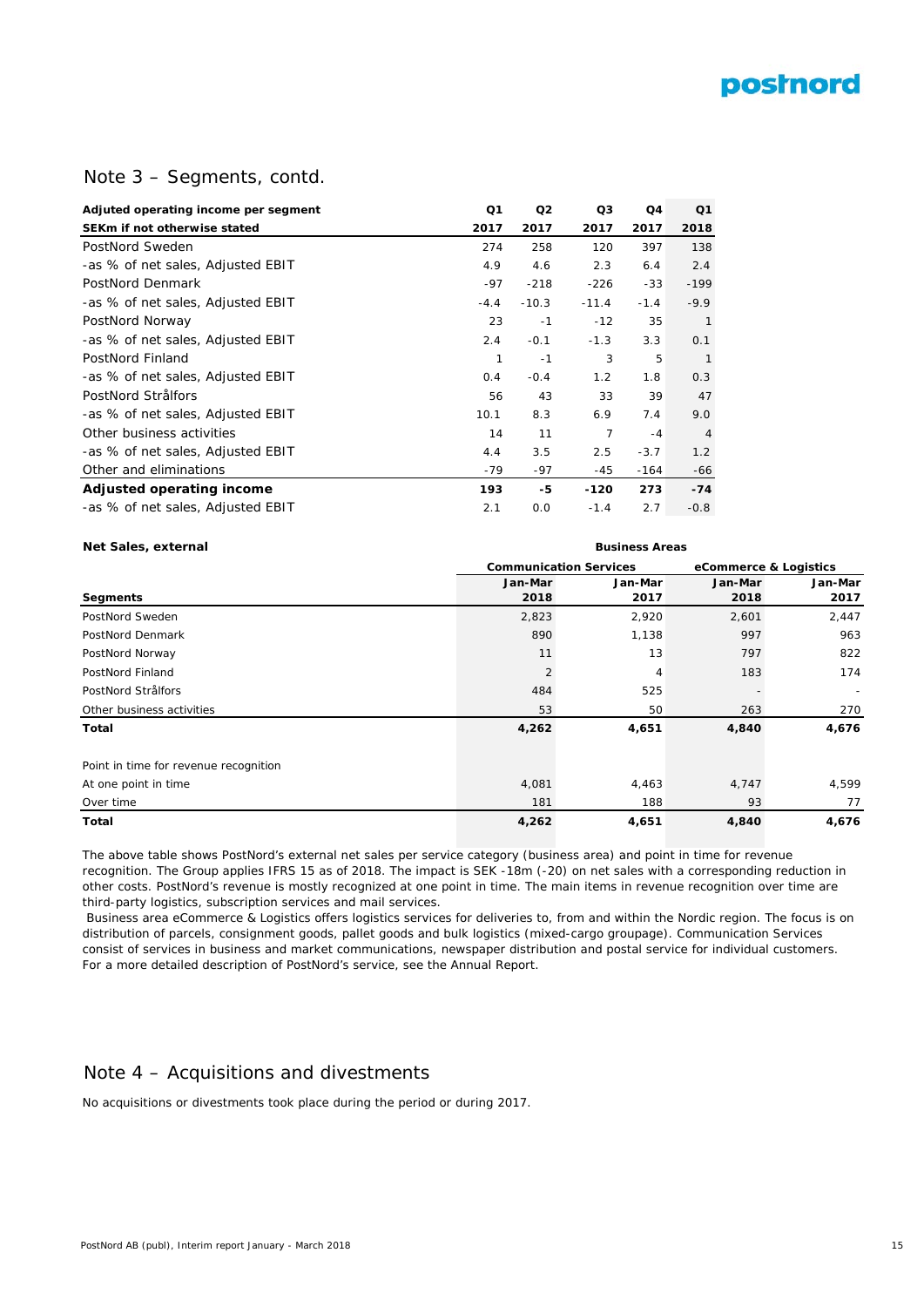## Note 3 – Segments, contd.

| Adjuted operating income per segment<br>SEKm if not otherwise stated | Q1<br>2017 | Q2<br>2017 | Q3<br>2017 | Q4<br>2017 | Q1<br>2018 |
|---|---|---|---|---|---|
| PostNord Sweden | 274 | 258 | 120 | 397 | 138 |
| -as % of net sales, Adjusted EBIT | 4.9 | 4.6 | 2.3 | 6.4 | 2.4 |
| PostNord Denmark | -97 | -218 | -226 | -33 | -199 |
| -as % of net sales, Adjusted EBIT | -4.4 | -10.3 | -11.4 | -1.4 | -9.9 |
| PostNord Norway | 23 | -1 | -12 | 35 | 1 |
| -as % of net sales, Adjusted EBIT | 2.4 | -0.1 | -1.3 | 3.3 | 0.1 |
| PostNord Finland | 1 | -1 | 3 | 5 | 1 |
| -as % of net sales, Adjusted EBIT | 0.4 | -0.4 | 1.2 | 1.8 | 0.3 |
| PostNord Strålfors | 56 | 43 | 33 | 39 | 47 |
| -as % of net sales, Adjusted EBIT | 10.1 | 8.3 | 6.9 | 7.4 | 9.0 |
| Other business activities | 14 | 11 | 7 | -4 | 4 |
| -as % of net sales, Adjusted EBIT | 4.4 | 3.5 | 2.5 | -3.7 | 1.2 |
| Other and eliminations | -79 | -97 | -45 | -164 | -66 |
| **Adjusted operating income** | **193** | **-5** | **-120** | **273** | **-74** |
| -as % of net sales, Adjusted EBIT | 2.1 | 0.0 | -1.4 | 2.7 | -0.8 |

| **Net Sales, external** | **Business Areas** | | | |
|---|---|---|---|---|
| | **Communication Services** | | **eCommerce & Logistics** | |
| **Segments** | **Jan-Mar 2018** | **Jan-Mar 2017** | **Jan-Mar 2018** | **Jan-Mar 2017** |
| PostNord Sweden | 2,823 | 2,920 | 2,601 | 2,447 |
| PostNord Denmark | 890 | 1,138 | 997 | 963 |
| PostNord Norway | 11 | 13 | 797 | 822 |
| PostNord Finland | 2 | 4 | 183 | 174 |
| PostNord Strålfors | 484 | 525 | - | - |
| Other business activities | 53 | 50 | 263 | 270 |
| **Total** | **4,262** | **4,651** | **4,840** | **4,676** |
| | | | | |
| Point in time for revenue recognition | | | | |
| At one point in time | 4,081 | 4,463 | 4,747 | 4,599 |
| Over time | 181 | 188 | 93 | 77 |
| **Total** | **4,262** | **4,651** | **4,840** | **4,676** |

The above table shows PostNord's external net sales per service category (business area) and point in time for revenue recognition. The Group applies IFRS 15 as of 2018. The impact is SEK -18m (-20) on net sales with a corresponding reduction in other costs. PostNord's revenue is mostly recognized at one point in time. The main items in revenue recognition over time are third-party logistics, subscription services and mail services.

Business area eCommerce & Logistics offers logistics services for deliveries to, from and within the Nordic region. The focus is on distribution of parcels, consignment goods, pallet goods and bulk logistics (mixed-cargo groupage). Communication Services consist of services in business and market communications, newspaper distribution and postal service for individual customers. For a more detailed description of PostNord's service, see the Annual Report.

## Note 4 – Acquisitions and divestments

No acquisitions or divestments took place during the period or during 2017.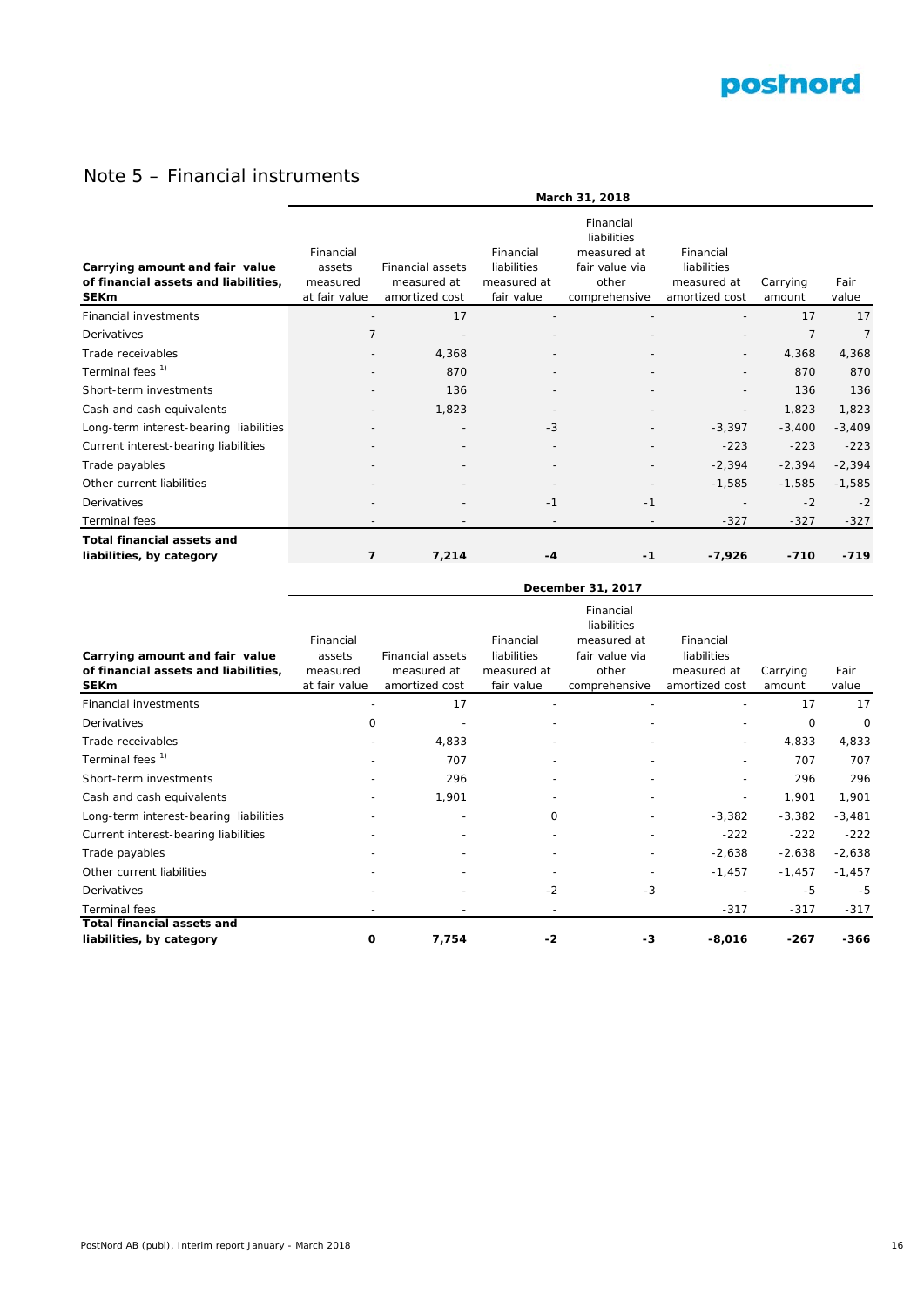## Note 5 – Financial instruments

| Carrying amount and fair value of financial assets and liabilities, SEKm | March 31, 2018 | | | | | | |
|---|---|---|---|---|---|---|---|
| | Financial assets measured at fair value | Financial assets measured at amortized cost | Financial liabilities measured at fair value | Financial liabilities measured at fair value via other comprehensive | Financial liabilities measured at amortized cost | Carrying amount | Fair value |
| Financial investments | - | 17 | - | - | - | 17 | 17 |
| Derivatives | 7 | - | - | - | - | 7 | 7 |
| Trade receivables | - | 4,368 | - | - | - | 4,368 | 4,368 |
| Terminal fees [1] | - | 870 | - | - | - | 870 | 870 |
| Short-term investments | - | 136 | - | - | - | 136 | 136 |
| Cash and cash equivalents | - | 1,823 | - | - | - | 1,823 | 1,823 |
| Long-term interest-bearing liabilities | - | - | -3 | - | -3,397 | -3,400 | -3,409 |
| Current interest-bearing liabilities | - | - | - | - | -223 | -223 | -223 |
| Trade payables | - | - | - | - | -2,394 | -2,394 | -2,394 |
| Other current liabilities | - | - | - | - | -1,585 | -1,585 | -1,585 |
| Derivatives | - | - | -1 | -1 | - | -2 | -2 |
| Terminal fees | - | - | - | - | -327 | -327 | -327 |
| **Total financial assets and liabilities, by category** | **7** | **7,214** | **-4** | **-1** | **-7,926** | **-710** | **-719** |

| Carrying amount and fair value of financial assets and liabilities, SEKm | December 31, 2017 | | | | | | |
|---|---|---|---|---|---|---|---|
| | Financial assets measured at fair value | Financial assets measured at amortized cost | Financial liabilities measured at fair value | Financial liabilities measured at fair value via other comprehensive | Financial liabilities measured at amortized cost | Carrying amount | Fair value |
| Financial investments | - | 17 | - | - | - | 17 | 17 |
| Derivatives | 0 | - | - | - | - | 0 | 0 |
| Trade receivables | - | 4,833 | - | - | - | 4,833 | 4,833 |
| Terminal fees [1] | - | 707 | - | - | - | 707 | 707 |
| Short-term investments | - | 296 | - | - | - | 296 | 296 |
| Cash and cash equivalents | - | 1,901 | - | - | - | 1,901 | 1,901 |
| Long-term interest-bearing liabilities | - | - | 0 | - | -3,382 | -3,382 | -3,481 |
| Current interest-bearing liabilities | - | - | - | - | -222 | -222 | -222 |
| Trade payables | - | - | - | - | -2,638 | -2,638 | -2,638 |
| Other current liabilities | - | - | - | - | -1,457 | -1,457 | -1,457 |
| Derivatives | - | - | -2 | -3 | - | -5 | -5 |
| Terminal fees | - | - | - | | -317 | -317 | -317 |
| **Total financial assets and liabilities, by category** | **0** | **7,754** | **-2** | **-3** | **-8,016** | **-267** | **-366** |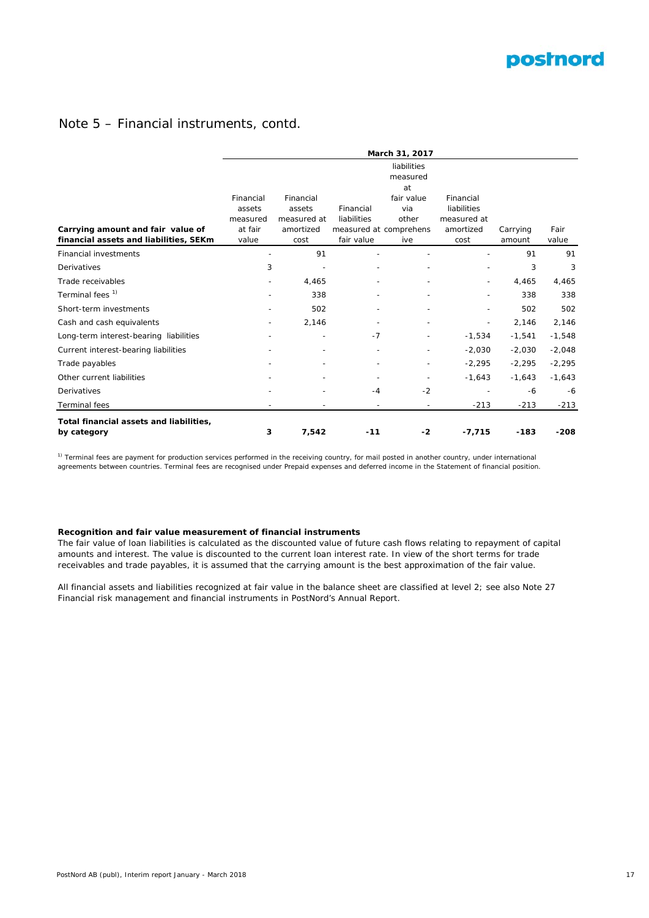## Note 5 – Financial instruments, contd.

| | March 31, 2017 | | | | | | |
|---|---|---|---|---|---|---|---|
| **Carrying amount and fair value of financial assets and liabilities, SEKm** | Financial assets measured at fair value | Financial assets measured at amortized cost | Financial liabilities measured at fair value | liabilities measured at fair value via other comprehensive | Financial liabilities measured at amortized cost | Carrying amount | Fair value |
| Financial investments | - | 91 | - | - | - | 91 | 91 |
| Derivatives | 3 | - | - | - | - | 3 | 3 |
| Trade receivables | - | 4,465 | - | - | - | 4,465 | 4,465 |
| Terminal fees [1)] | - | 338 | - | - | - | 338 | 338 |
| Short-term investments | - | 502 | - | - | - | 502 | 502 |
| Cash and cash equivalents | - | 2,146 | - | - | - | 2,146 | 2,146 |
| Long-term interest-bearing liabilities | - | - | -7 | - | -1,534 | -1,541 | -1,548 |
| Current interest-bearing liabilities | - | - | - | - | -2,030 | -2,030 | -2,048 |
| Trade payables | - | - | - | - | -2,295 | -2,295 | -2,295 |
| Other current liabilities | - | - | - | - | -1,643 | -1,643 | -1,643 |
| Derivatives | - | - | -4 | -2 | - | -6 | -6 |
| Terminal fees | - | - | - | - | -213 | -213 | -213 |
| **Total financial assets and liabilities, by category** | **3** | **7,542** | **-11** | **-2** | **-7,715** | **-183** | **-208** |

[1)] Terminal fees are payment for production services performed in the receiving country, for mail posted in another country, under international agreements between countries. Terminal fees are recognised under Prepaid expenses and deferred income in the Statement of financial position.

**Recognition and fair value measurement of financial instruments**

The fair value of loan liabilities is calculated as the discounted value of future cash flows relating to repayment of capital amounts and interest. The value is discounted to the current loan interest rate. In view of the short terms for trade receivables and trade payables, it is assumed that the carrying amount is the best approximation of the fair value.

All financial assets and liabilities recognized at fair value in the balance sheet are classified at level 2; see also Note 27 Financial risk management and financial instruments in PostNord's Annual Report.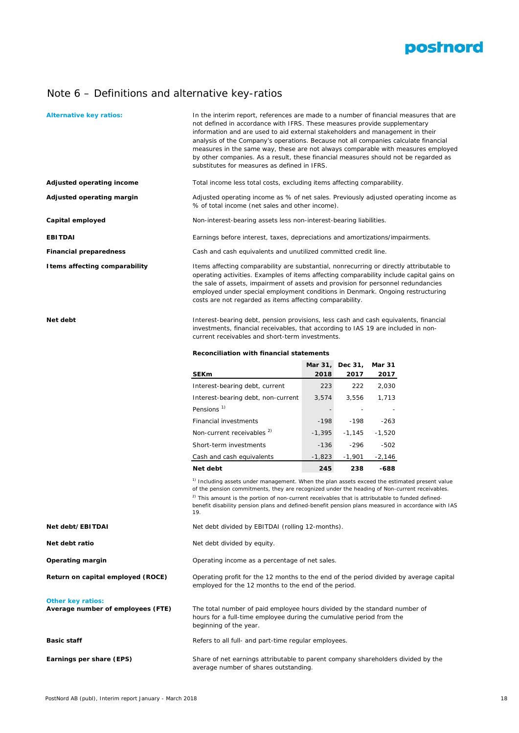# Note 6 – Definitions and alternative key-ratios

**Alternative key ratios:**

In the interim report, references are made to a number of financial measures that are not defined in accordance with IFRS. These measures provide supplementary information and are used to aid external stakeholders and management in their analysis of the Company's operations. Because not all companies calculate financial measures in the same way, these are not always comparable with measures employed by other companies. As a result, these financial measures should not be regarded as substitutes for measures as defined in IFRS.

**Adjusted operating income**

Total income less total costs, excluding items affecting comparability.

**Adjusted operating margin**

Adjusted operating income as % of net sales. Previously adjusted operating income as % of total income (net sales and other income).

**Capital employed**

Non-interest-bearing assets less non-interest-bearing liabilities.

**EBITDAI**

Earnings before interest, taxes, depreciations and amortizations/impairments.

**Financial preparedness**

Cash and cash equivalents and unutilized committed credit line.

**Items affecting comparability**

Items affecting comparability are substantial, nonrecurring or directly attributable to operating activities. Examples of items affecting comparability include capital gains on the sale of assets, impairment of assets and provision for personnel redundancies employed under special employment conditions in Denmark. Ongoing restructuring costs are not regarded as items affecting comparability.

**Net debt**

Interest-bearing debt, pension provisions, less cash and cash equivalents, financial investments, financial receivables, that according to IAS 19 are included in non-current receivables and short-term investments.

**Reconciliation with financial statements**

| SEKm | Mar 31, 2018 | Dec 31, 2017 | Mar 31 2017 |
|---|---|---|---|
| Interest-bearing debt, current | 223 | 222 | 2,030 |
| Interest-bearing debt, non-current | 3,574 | 3,556 | 1,713 |
| Pensions [1] | - | - | - |
| Financial investments | -198 | -198 | -263 |
| Non-current receivables [2] | -1,395 | -1,145 | -1,520 |
| Short-term investments | -136 | -296 | -502 |
| Cash and cash equivalents | -1,823 | -1,901 | -2,146 |
| **Net debt** | **245** | **238** | **-688** |

[1] Including assets under management. When the plan assets exceed the estimated present value of the pension commitments, they are recognized under the heading of Non-current receivables.

[2] This amount is the portion of non-current receivables that is attributable to funded defined-benefit disability pension plans and defined-benefit pension plans measured in accordance with IAS 19.

**Net debt/EBITDAI**

Net debt divided by EBITDAI (rolling 12-months).

**Net debt ratio**

Net debt divided by equity.

**Operating margin**

Operating income as a percentage of net sales.

**Return on capital employed (ROCE)**

Operating profit for the 12 months to the end of the period divided by average capital employed for the 12 months to the end of the period.

**Other key ratios:**

**Average number of employees (FTE)**

The total number of paid employee hours divided by the standard number of hours for a full-time employee during the cumulative period from the beginning of the year.

**Basic staff**

Refers to all full- and part-time regular employees.

**Earnings per share (EPS)**

Share of net earnings attributable to parent company shareholders divided by the average number of shares outstanding.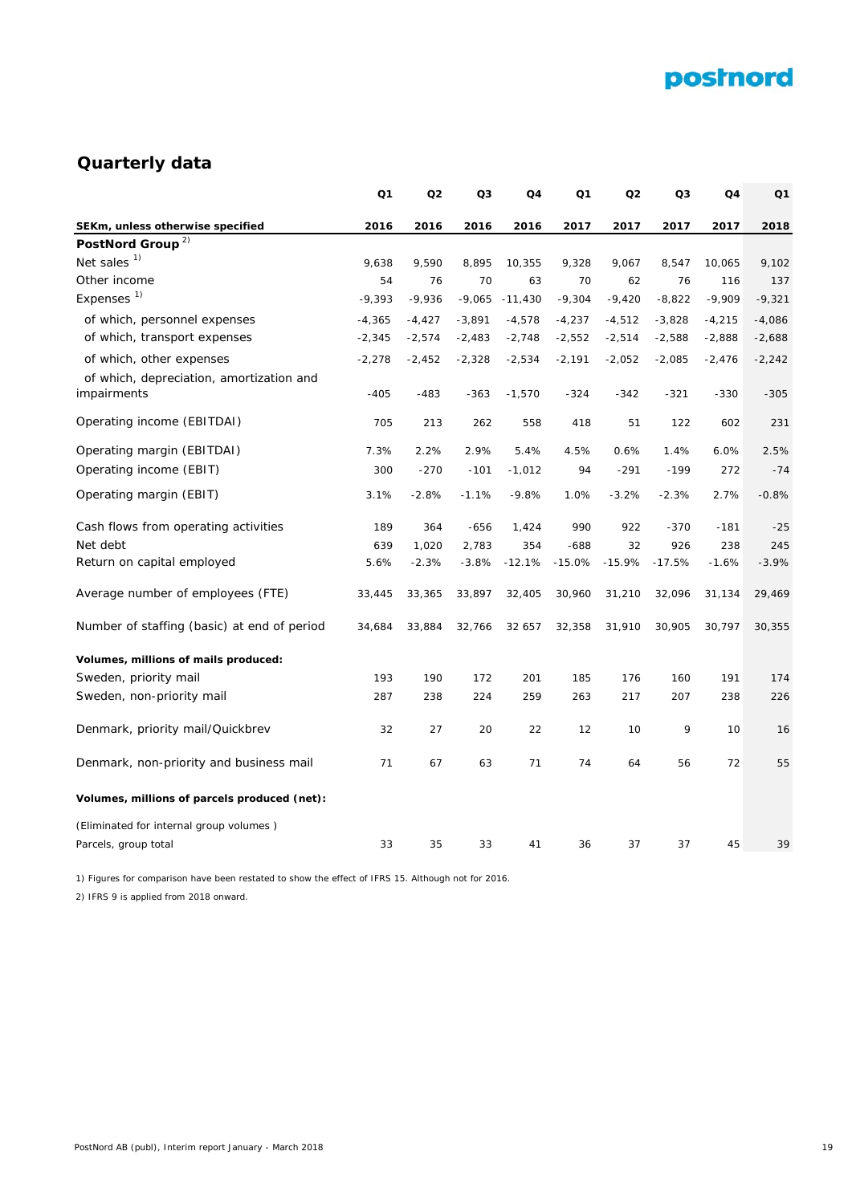## Quarterly data

| SEKm, unless otherwise specified | Q1 2016 | Q2 2016 | Q3 2016 | Q4 2016 | Q1 2017 | Q2 2017 | Q3 2017 | Q4 2017 | Q1 2018 |
|---|---|---|---|---|---|---|---|---|---|
| **PostNord Group** [2] | | | | | | | | | |
| Net sales [1] | 9,638 | 9,590 | 8,895 | 10,355 | 9,328 | 9,067 | 8,547 | 10,065 | 9,102 |
| Other income | 54 | 76 | 70 | 63 | 70 | 62 | 76 | 116 | 137 |
| Expenses [1] | -9,393 | -9,936 | -9,065 | -11,430 | -9,304 | -9,420 | -8,822 | -9,909 | -9,321 |
| of which, personnel expenses | -4,365 | -4,427 | -3,891 | -4,578 | -4,237 | -4,512 | -3,828 | -4,215 | -4,086 |
| of which, transport expenses | -2,345 | -2,574 | -2,483 | -2,748 | -2,552 | -2,514 | -2,588 | -2,888 | -2,688 |
| of which, other expenses | -2,278 | -2,452 | -2,328 | -2,534 | -2,191 | -2,052 | -2,085 | -2,476 | -2,242 |
| of which, depreciation, amortization and impairments | -405 | -483 | -363 | -1,570 | -324 | -342 | -321 | -330 | -305 |
| Operating income (EBITDAI) | 705 | 213 | 262 | 558 | 418 | 51 | 122 | 602 | 231 |
| Operating margin (EBITDAI) | 7.3% | 2.2% | 2.9% | 5.4% | 4.5% | 0.6% | 1.4% | 6.0% | 2.5% |
| Operating income (EBIT) | 300 | -270 | -101 | -1,012 | 94 | -291 | -199 | 272 | -74 |
| Operating margin (EBIT) | 3.1% | -2.8% | -1.1% | -9.8% | 1.0% | -3.2% | -2.3% | 2.7% | -0.8% |
| Cash flows from operating activities | 189 | 364 | -656 | 1,424 | 990 | 922 | -370 | -181 | -25 |
| Net debt | 639 | 1,020 | 2,783 | 354 | -688 | 32 | 926 | 238 | 245 |
| Return on capital employed | 5.6% | -2.3% | -3.8% | -12.1% | -15.0% | -15.9% | -17.5% | -1.6% | -3.9% |
| Average number of employees (FTE) | 33,445 | 33,365 | 33,897 | 32,405 | 30,960 | 31,210 | 32,096 | 31,134 | 29,469 |
| Number of staffing (basic) at end of period | 34,684 | 33,884 | 32,766 | 32 657 | 32,358 | 31,910 | 30,905 | 30,797 | 30,355 |
| **Volumes, millions of mails produced:** | | | | | | | | | |
| Sweden, priority mail | 193 | 190 | 172 | 201 | 185 | 176 | 160 | 191 | 174 |
| Sweden, non-priority mail | 287 | 238 | 224 | 259 | 263 | 217 | 207 | 238 | 226 |
| Denmark, priority mail/Quickbrev | 32 | 27 | 20 | 22 | 12 | 10 | 9 | 10 | 16 |
| Denmark, non-priority and business mail | 71 | 67 | 63 | 71 | 74 | 64 | 56 | 72 | 55 |
| **Volumes, millions of parcels produced (net):** | | | | | | | | | |
| (Eliminated for internal group volumes ) | | | | | | | | | |
| Parcels, group total | 33 | 35 | 33 | 41 | 36 | 37 | 37 | 45 | 39 |

1) Figures for comparison have been restated to show the effect of IFRS 15. Although not for 2016.

2) IFRS 9 is applied from 2018 onward.